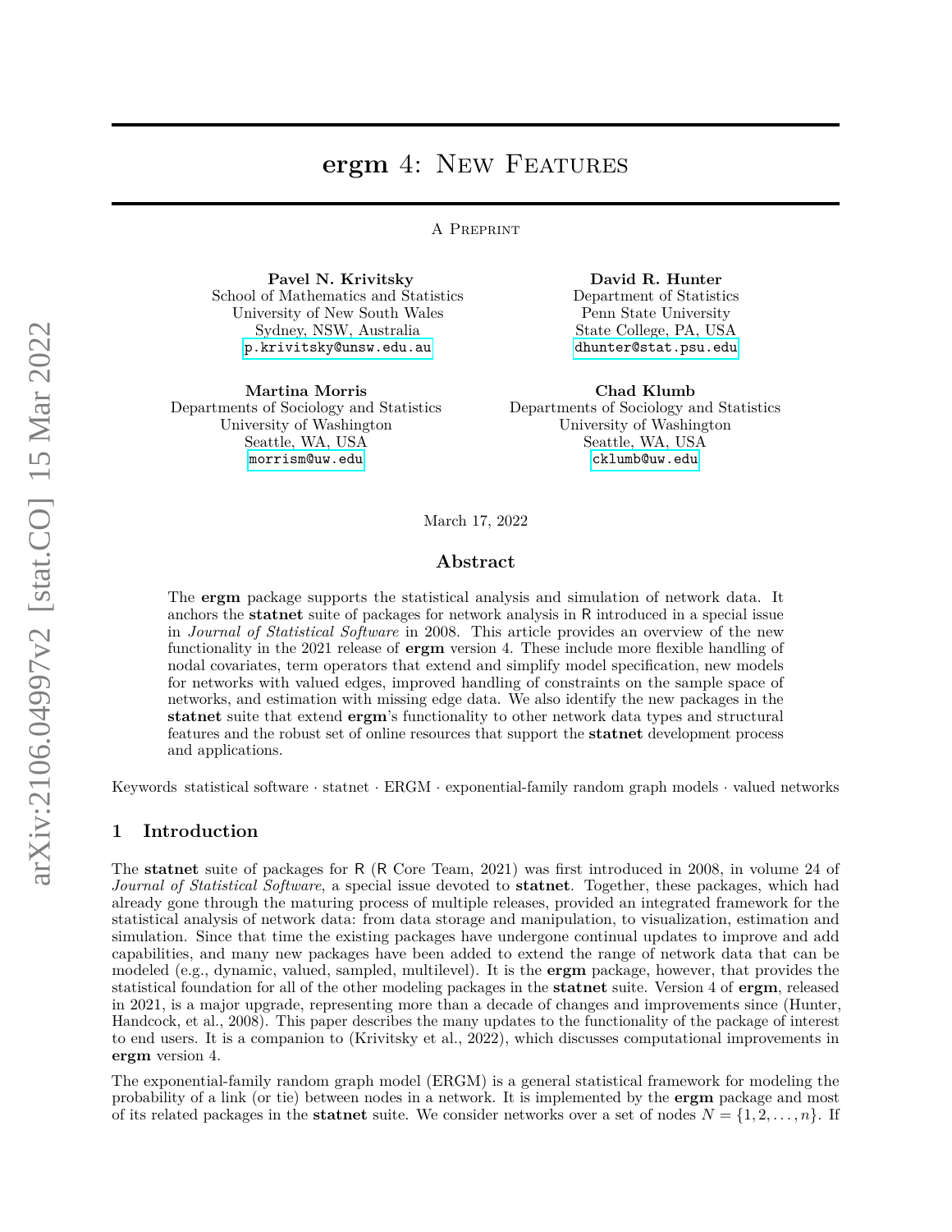# **ergm** 4: New Features

A Preprint

**Pavel N. Krivitsky**
School of Mathematics and Statistics
University of New South Wales
Sydney, NSW, Australia
p.krivitsky@unsw.edu.au

**David R. Hunter**
Department of Statistics
Penn State University
State College, PA, USA
dhunter@stat.psu.edu

**Martina Morris**
Departments of Sociology and Statistics
University of Washington
Seattle, WA, USA
morrism@uw.edu

**Chad Klumb**
Departments of Sociology and Statistics
University of Washington
Seattle, WA, USA
cklumb@uw.edu

March 17, 2022

## Abstract

The **ergm** package supports the statistical analysis and simulation of network data. It anchors the **statnet** suite of packages for network analysis in R introduced in a special issue in *Journal of Statistical Software* in 2008. This article provides an overview of the new functionality in the 2021 release of **ergm** version 4. These include more flexible handling of nodal covariates, term operators that extend and simplify model specification, new models for networks with valued edges, improved handling of constraints on the sample space of networks, and estimation with missing edge data. We also identify the new packages in the **statnet** suite that extend **ergm**'s functionality to other network data types and structural features and the robust set of online resources that support the **statnet** development process and applications.

Keywords statistical software · statnet · ERGM · exponential-family random graph models · valued networks

## 1 Introduction

The **statnet** suite of packages for R (R Core Team, 2021) was first introduced in 2008, in volume 24 of *Journal of Statistical Software*, a special issue devoted to **statnet**. Together, these packages, which had already gone through the maturing process of multiple releases, provided an integrated framework for the statistical analysis of network data: from data storage and manipulation, to visualization, estimation and simulation. Since that time the existing packages have undergone continual updates to improve and add capabilities, and many new packages have been added to extend the range of network data that can be modeled (e.g., dynamic, valued, sampled, multilevel). It is the **ergm** package, however, that provides the statistical foundation for all of the other modeling packages in the **statnet** suite. Version 4 of **ergm**, released in 2021, is a major upgrade, representing more than a decade of changes and improvements since (Hunter, Handcock, et al., 2008). This paper describes the many updates to the functionality of the package of interest to end users. It is a companion to (Krivitsky et al., 2022), which discusses computational improvements in **ergm** version 4.

The exponential-family random graph model (ERGM) is a general statistical framework for modeling the probability of a link (or tie) between nodes in a network. It is implemented by the **ergm** package and most of its related packages in the **statnet** suite. We consider networks over a set of nodes $N = \{1, 2, \ldots, n\}$. If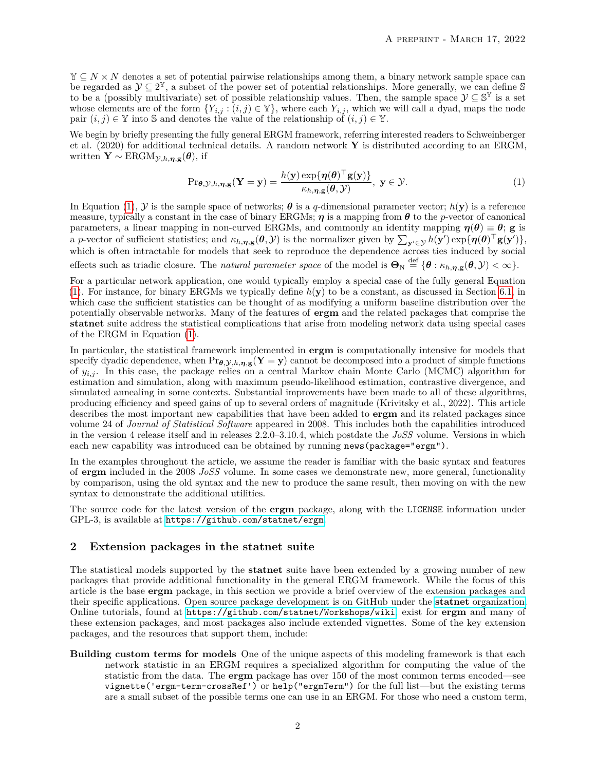$\mathbb{Y} \subseteq N \times N$ denotes a set of potential pairwise relationships among them, a binary network sample space can be regarded as $\mathcal{Y} \subseteq 2^{\mathbb{Y}}$, a subset of the power set of potential relationships. More generally, we can define $\mathbb{S}$ to be a (possibly multivariate) set of possible relationship values. Then, the sample space $\mathcal{Y} \subseteq \mathbb{S}^{\mathbb{Y}}$ is a set whose elements are of the form $\{Y_{i,j} : (i,j) \in \mathbb{Y}\}$, where each $Y_{i,j}$, which we will call a dyad, maps the node pair $(i,j) \in \mathbb{Y}$ into $\mathbb{S}$ and denotes the value of the relationship of $(i,j) \in \mathbb{Y}$.

We begin by briefly presenting the fully general ERGM framework, referring interested readers to Schweinberger et al. (2020) for additional technical details. A random network $\mathbf{Y}$ is distributed according to an ERGM, written $\mathbf{Y} \sim \text{ERGM}_{\mathcal{Y},h,\boldsymbol{\eta},\mathbf{g}}(\boldsymbol{\theta})$, if

$$\text{Pr}_{\boldsymbol{\theta},\mathcal{Y},h,\boldsymbol{\eta},\mathbf{g}}(\mathbf{Y}=\mathbf{y}) = \frac{h(\mathbf{y})\exp\{\boldsymbol{\eta}(\boldsymbol{\theta})^\top \mathbf{g}(\mathbf{y})\}}{\kappa_{h,\boldsymbol{\eta},\mathbf{g}}(\boldsymbol{\theta},\mathcal{Y})},\ \mathbf{y} \in \mathcal{Y}. \tag{1}$$

In Equation (1), $\mathcal{Y}$ is the sample space of networks; $\boldsymbol{\theta}$ is a $q$-dimensional parameter vector; $h(\mathbf{y})$ is a reference measure, typically a constant in the case of binary ERGMs; $\boldsymbol{\eta}$ is a mapping from $\boldsymbol{\theta}$ to the $p$-vector of canonical parameters, a linear mapping in non-curved ERGMs, and commonly an identity mapping $\boldsymbol{\eta}(\boldsymbol{\theta}) \equiv \boldsymbol{\theta}$; $\mathbf{g}$ is a $p$-vector of sufficient statistics; and $\kappa_{h,\boldsymbol{\eta},\mathbf{g}}(\boldsymbol{\theta},\mathcal{Y})$ is the normalizer given by $\sum_{\mathbf{y}' \in \mathcal{Y}} h(\mathbf{y}')\exp\{\boldsymbol{\eta}(\boldsymbol{\theta})^\top \mathbf{g}(\mathbf{y}')\}$, which is often intractable for models that seek to reproduce the dependence across ties induced by social effects such as triadic closure. The *natural parameter space* of the model is $\boldsymbol{\Theta}_{\text{N}} \overset{\text{def}}{=} \{\boldsymbol{\theta} : \kappa_{h,\boldsymbol{\eta},\mathbf{g}}(\boldsymbol{\theta},\mathcal{Y}) < \infty\}$.

For a particular network application, one would typically employ a special case of the fully general Equation (1). For instance, for binary ERGMs we typically define $h(\mathbf{y})$ to be a constant, as discussed in Section 6.1, in which case the sufficient statistics can be thought of as modifying a uniform baseline distribution over the potentially observable networks. Many of the features of **ergm** and the related packages that comprise the **statnet** suite address the statistical complications that arise from modeling network data using special cases of the ERGM in Equation (1).

In particular, the statistical framework implemented in **ergm** is computationally intensive for models that specify dyadic dependence, when $\text{Pr}_{\boldsymbol{\theta},\mathcal{Y},h,\boldsymbol{\eta},\mathbf{g}}(\mathbf{Y}=\mathbf{y})$ cannot be decomposed into a product of simple functions of $y_{i,j}$. In this case, the package relies on a central Markov chain Monte Carlo (MCMC) algorithm for estimation and simulation, along with maximum pseudo-likelihood estimation, contrastive divergence, and simulated annealing in some contexts. Substantial improvements have been made to all of these algorithms, producing efficiency and speed gains of up to several orders of magnitude (Krivitsky et al., 2022). This article describes the most important new capabilities that have been added to **ergm** and its related packages since volume 24 of *Journal of Statistical Software* appeared in 2008. This includes both the capabilities introduced in the version 4 release itself and in releases 2.2.0–3.10.4, which postdate the *JoSS* volume. Versions in which each new capability was introduced can be obtained by running `news(package="ergm")`.

In the examples throughout the article, we assume the reader is familiar with the basic syntax and features of **ergm** included in the 2008 *JoSS* volume. In some cases we demonstrate new, more general, functionality by comparison, using the old syntax and the new to produce the same result, then moving on with the new syntax to demonstrate the additional utilities.

The source code for the latest version of the **ergm** package, along with the `LICENSE` information under GPL-3, is available at `https://github.com/statnet/ergm`.

## 2 Extension packages in the statnet suite

The statistical models supported by the **statnet** suite have been extended by a growing number of new packages that provide additional functionality in the general ERGM framework. While the focus of this article is the base **ergm** package, in this section we provide a brief overview of the extension packages and their specific applications. Open source package development is on GitHub under the **statnet** organization. Online tutorials, found at `https://github.com/statnet/Workshops/wiki`, exist for **ergm** and many of these extension packages, and most packages also include extended vignettes. Some of the key extension packages, and the resources that support them, include:

**Building custom terms for models** One of the unique aspects of this modeling framework is that each network statistic in an ERGM requires a specialized algorithm for computing the value of the statistic from the data. The **ergm** package has over 150 of the most common terms encoded—see `vignette('ergm-term-crossRef')` or `help("ergmTerm")` for the full list—but the existing terms are a small subset of the possible terms one can use in an ERGM. For those who need a custom term,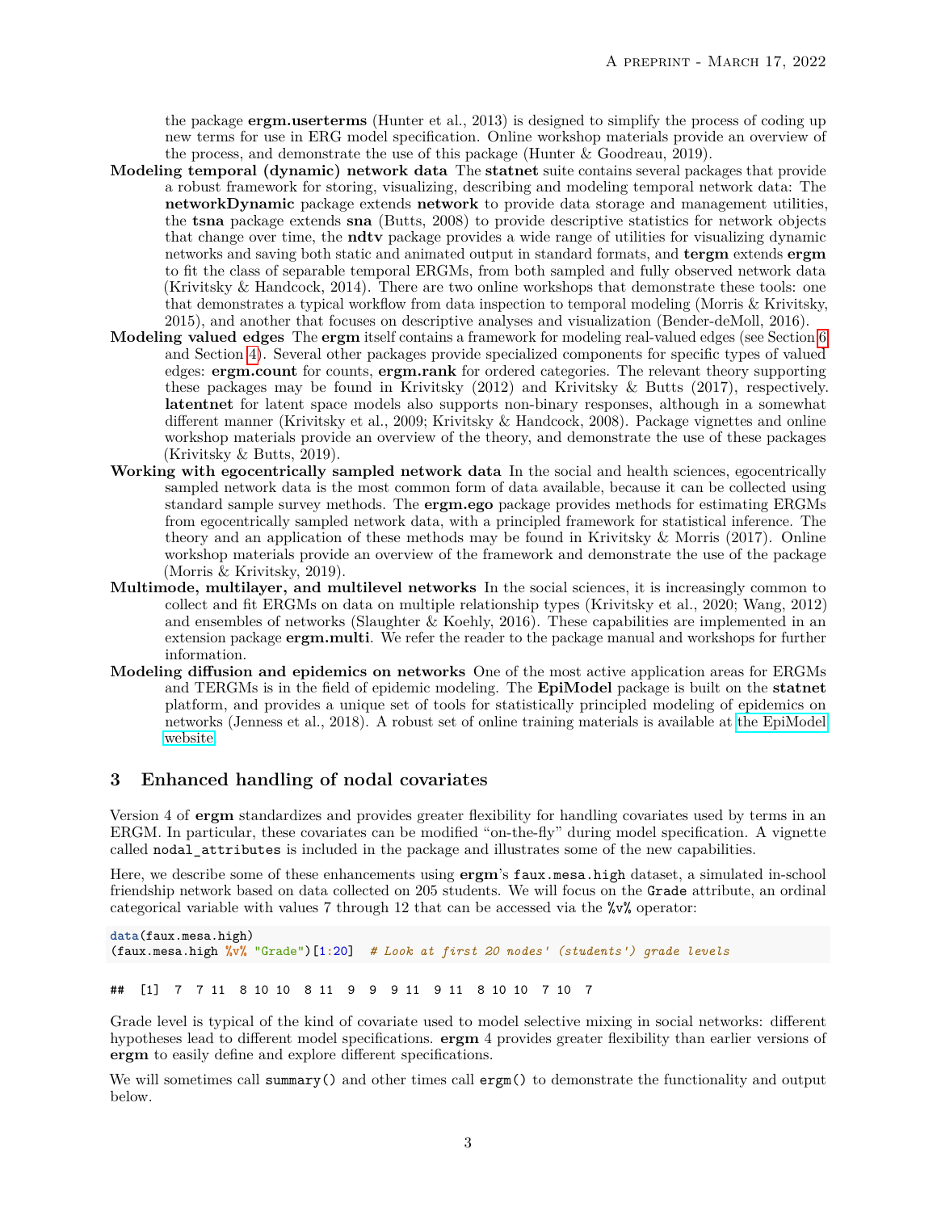the package **ergm.userterms** (Hunter et al., 2013) is designed to simplify the process of coding up new terms for use in ERG model specification. Online workshop materials provide an overview of the process, and demonstrate the use of this package (Hunter & Goodreau, 2019).

**Modeling temporal (dynamic) network data** The **statnet** suite contains several packages that provide a robust framework for storing, visualizing, describing and modeling temporal network data: The **networkDynamic** package extends **network** to provide data storage and management utilities, the **tsna** package extends **sna** (Butts, 2008) to provide descriptive statistics for network objects that change over time, the **ndtv** package provides a wide range of utilities for visualizing dynamic networks and saving both static and animated output in standard formats, and **tergm** extends **ergm** to fit the class of separable temporal ERGMs, from both sampled and fully observed network data (Krivitsky & Handcock, 2014). There are two online workshops that demonstrate these tools: one that demonstrates a typical workflow from data inspection to temporal modeling (Morris & Krivitsky, 2015), and another that focuses on descriptive analyses and visualization (Bender-deMoll, 2016).

**Modeling valued edges** The **ergm** itself contains a framework for modeling real-valued edges (see Section 6 and Section 4). Several other packages provide specialized components for specific types of valued edges: **ergm.count** for counts, **ergm.rank** for ordered categories. The relevant theory supporting these packages may be found in Krivitsky (2012) and Krivitsky & Butts (2017), respectively. **latentnet** for latent space models also supports non-binary responses, although in a somewhat different manner (Krivitsky et al., 2009; Krivitsky & Handcock, 2008). Package vignettes and online workshop materials provide an overview of the theory, and demonstrate the use of these packages (Krivitsky & Butts, 2019).

**Working with egocentrically sampled network data** In the social and health sciences, egocentrically sampled network data is the most common form of data available, because it can be collected using standard sample survey methods. The **ergm.ego** package provides methods for estimating ERGMs from egocentrically sampled network data, with a principled framework for statistical inference. The theory and an application of these methods may be found in Krivitsky & Morris (2017). Online workshop materials provide an overview of the framework and demonstrate the use of the package (Morris & Krivitsky, 2019).

**Multimode, multilayer, and multilevel networks** In the social sciences, it is increasingly common to collect and fit ERGMs on data on multiple relationship types (Krivitsky et al., 2020; Wang, 2012) and ensembles of networks (Slaughter & Koehly, 2016). These capabilities are implemented in an extension package **ergm.multi**. We refer the reader to the package manual and workshops for further information.

**Modeling diffusion and epidemics on networks** One of the most active application areas for ERGMs and TERGMs is in the field of epidemic modeling. The **EpiModel** package is built on the **statnet** platform, and provides a unique set of tools for statistically principled modeling of epidemics on networks (Jenness et al., 2018). A robust set of online training materials is available at the EpiModel website.

## 3 Enhanced handling of nodal covariates

Version 4 of **ergm** standardizes and provides greater flexibility for handling covariates used by terms in an ERGM. In particular, these covariates can be modified "on-the-fly" during model specification. A vignette called `nodal_attributes` is included in the package and illustrates some of the new capabilities.

Here, we describe some of these enhancements using **ergm**'s `faux.mesa.high` dataset, a simulated in-school friendship network based on data collected on 205 students. We will focus on the `Grade` attribute, an ordinal categorical variable with values 7 through 12 that can be accessed via the `%v%` operator:

```
data(faux.mesa.high)
(faux.mesa.high %v% "Grade")[1:20]  # Look at first 20 nodes' (students') grade levels
```

```
##  [1]  7  7 11  8 10 10  8 11  9  9  9 11  9 11  8 10 10  7 10  7
```

Grade level is typical of the kind of covariate used to model selective mixing in social networks: different hypotheses lead to different model specifications. **ergm** 4 provides greater flexibility than earlier versions of **ergm** to easily define and explore different specifications.

We will sometimes call `summary()` and other times call `ergm()` to demonstrate the functionality and output below.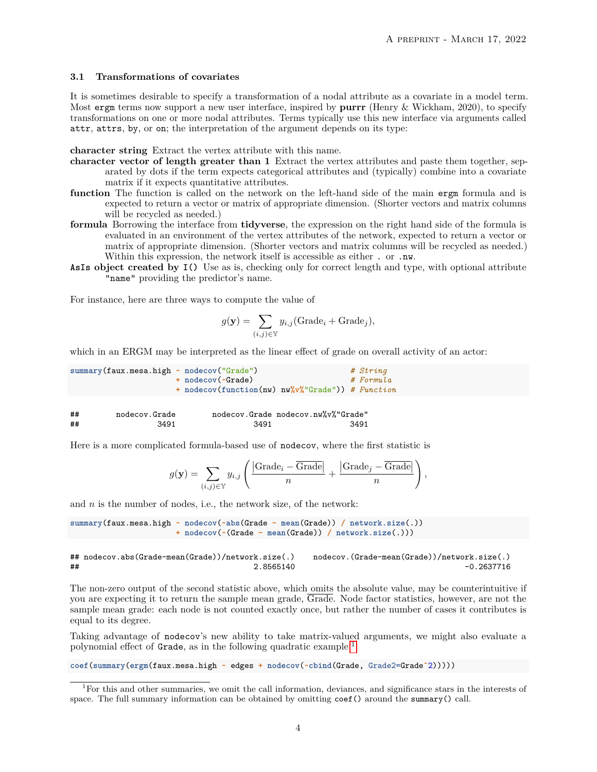### 3.1 Transformations of covariates

It is sometimes desirable to specify a transformation of a nodal attribute as a covariate in a model term. Most `ergm` terms now support a new user interface, inspired by **purrr** (Henry & Wickham, 2020), to specify transformations on one or more nodal attributes. Terms typically use this new interface via arguments called `attr`, `attrs`, `by`, or `on`; the interpretation of the argument depends on its type:

**character string** Extract the vertex attribute with this name.

**character vector of length greater than 1** Extract the vertex attributes and paste them together, separated by dots if the term expects categorical attributes and (typically) combine into a covariate matrix if it expects quantitative attributes.

**function** The function is called on the network on the left-hand side of the main `ergm` formula and is expected to return a vector or matrix of appropriate dimension. (Shorter vectors and matrix columns will be recycled as needed.)

**formula** Borrowing the interface from **tidyverse**, the expression on the right hand side of the formula is evaluated in an environment of the vertex attributes of the network, expected to return a vector or matrix of appropriate dimension. (Shorter vectors and matrix columns will be recycled as needed.) Within this expression, the network itself is accessible as either `.` or `.nw`.

**AsIs object created by `I()`** Use as is, checking only for correct length and type, with optional attribute `"name"` providing the predictor's name.

For instance, here are three ways to compute the value of

$$g(\mathbf{y}) = \sum_{(i,j)\in\mathbb{Y}} y_{i,j}(\text{Grade}_i + \text{Grade}_j),$$

which in an ERGM may be interpreted as the linear effect of grade on overall activity of an actor:

```
summary(faux.mesa.high ~ nodecov("Grade")                    # String
                       + nodecov(~Grade)                     # Formula
                       + nodecov(function(nw) nw%v%"Grade")) # Function
```

```
##        nodecov.Grade        nodecov.Grade nodecov.nw%v%"Grade"
##                 3491                 3491                 3491
```

Here is a more complicated formula-based use of `nodecov`, where the first statistic is

$$g(\mathbf{y}) = \sum_{(i,j)\in\mathbb{Y}} y_{i,j}\left(\frac{|\text{Grade}_i - \overline{\text{Grade}}|}{n} + \frac{|\text{Grade}_j - \overline{\text{Grade}}|}{n}\right),$$

and $n$ is the number of nodes, i.e., the network size, of the network:

```
summary(faux.mesa.high ~ nodecov(~abs(Grade - mean(Grade)) / network.size(.))
                       + nodecov(~(Grade - mean(Grade)) / network.size(.)))
```

```
## nodecov.abs(Grade-mean(Grade))/network.size(.)    nodecov.(Grade-mean(Grade))/network.size(.)
##                                      2.8565140                                     -0.2637716
```

The non-zero output of the second statistic above, which omits the absolute value, may be counterintuitive if you are expecting it to return the sample mean grade, $\overline{\text{Grade}}$. Node factor statistics, however, are not the sample mean grade: each node is not counted exactly once, but rather the number of cases it contributes is equal to its degree.

Taking advantage of `nodecov`'s new ability to take matrix-valued arguments, we might also evaluate a polynomial effect of `Grade`, as in the following quadratic example.[1]

```
coef(summary(ergm(faux.mesa.high ~ edges + nodecov(~cbind(Grade, Grade2=Grade^2)))))
```

[1] For this and other summaries, we omit the call information, deviances, and significance stars in the interests of space. The full summary information can be obtained by omitting `coef()` around the `summary()` call.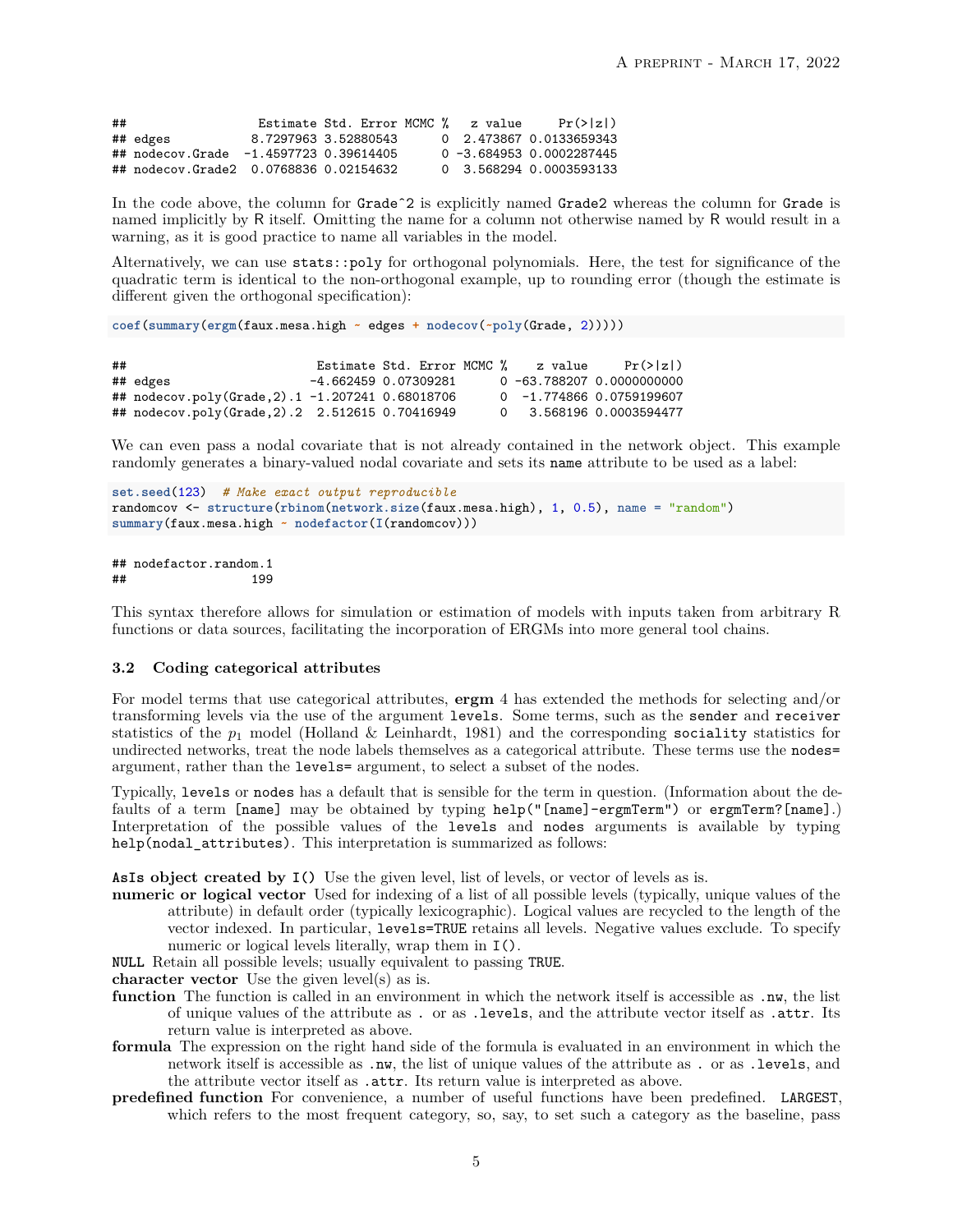```
##                  Estimate Std. Error MCMC %   z value     Pr(>|z|)
## edges           8.7297963 3.52880543      0  2.473867 0.0133659343
## nodecov.Grade  -1.4597723 0.39614405      0 -3.684953 0.0002287445
## nodecov.Grade2  0.0768836 0.02154632      0  3.568294 0.0003593133
```

In the code above, the column for `Grade^2` is explicitly named `Grade2` whereas the column for `Grade` is named implicitly by R itself. Omitting the name for a column not otherwise named by R would result in a warning, as it is good practice to name all variables in the model.

Alternatively, we can use `stats::poly` for orthogonal polynomials. Here, the test for significance of the quadratic term is identical to the non-orthogonal example, up to rounding error (though the estimate is different given the orthogonal specification):

```
coef(summary(ergm(faux.mesa.high ~ edges + nodecov(~poly(Grade, 2)))))
```

```
##                          Estimate Std. Error MCMC %    z value     Pr(>|z|)
## edges                   -4.662459 0.07309281      0 -63.788207 0.0000000000
## nodecov.poly(Grade,2).1 -1.207241 0.68018706      0  -1.774866 0.0759199607
## nodecov.poly(Grade,2).2  2.512615 0.70416949      0   3.568196 0.0003594477
```

We can even pass a nodal covariate that is not already contained in the network object. This example randomly generates a binary-valued nodal covariate and sets its `name` attribute to be used as a label:

```
set.seed(123)  # Make exact output reproducible
randomcov <- structure(rbinom(network.size(faux.mesa.high), 1, 0.5), name = "random")
summary(faux.mesa.high ~ nodefactor(I(randomcov)))
```

```
## nodefactor.random.1
##                 199
```

This syntax therefore allows for simulation or estimation of models with inputs taken from arbitrary R functions or data sources, facilitating the incorporation of ERGMs into more general tool chains.

### 3.2 Coding categorical attributes

For model terms that use categorical attributes, **ergm** 4 has extended the methods for selecting and/or transforming levels via the use of the argument `levels`. Some terms, such as the `sender` and `receiver` statistics of the $p_1$ model (Holland & Leinhardt, 1981) and the corresponding `sociality` statistics for undirected networks, treat the node labels themselves as a categorical attribute. These terms use the `nodes=` argument, rather than the `levels=` argument, to select a subset of the nodes.

Typically, `levels` or `nodes` has a default that is sensible for the term in question. (Information about the defaults of a term `[name]` may be obtained by typing `help("[name]-ergmTerm")` or `ergmTerm?[name]`.) Interpretation of the possible values of the `levels` and `nodes` arguments is available by typing `help(nodal_attributes)`. This interpretation is summarized as follows:

**AsIs object created by `I()`** Use the given level, list of levels, or vector of levels as is.

**numeric or logical vector** Used for indexing of a list of all possible levels (typically, unique values of the attribute) in default order (typically lexicographic). Logical values are recycled to the length of the vector indexed. In particular, `levels=TRUE` retains all levels. Negative values exclude. To specify numeric or logical levels literally, wrap them in `I()`.

**`NULL`** Retain all possible levels; usually equivalent to passing `TRUE`.

**character vector** Use the given level(s) as is.

**function** The function is called in an environment in which the network itself is accessible as `.nw`, the list of unique values of the attribute as `.` or as `.levels`, and the attribute vector itself as `.attr`. Its return value is interpreted as above.

**formula** The expression on the right hand side of the formula is evaluated in an environment in which the network itself is accessible as `.nw`, the list of unique values of the attribute as `.` or as `.levels`, and the attribute vector itself as `.attr`. Its return value is interpreted as above.

**predefined function** For convenience, a number of useful functions have been predefined. `LARGEST`, which refers to the most frequent category, so, say, to set such a category as the baseline, pass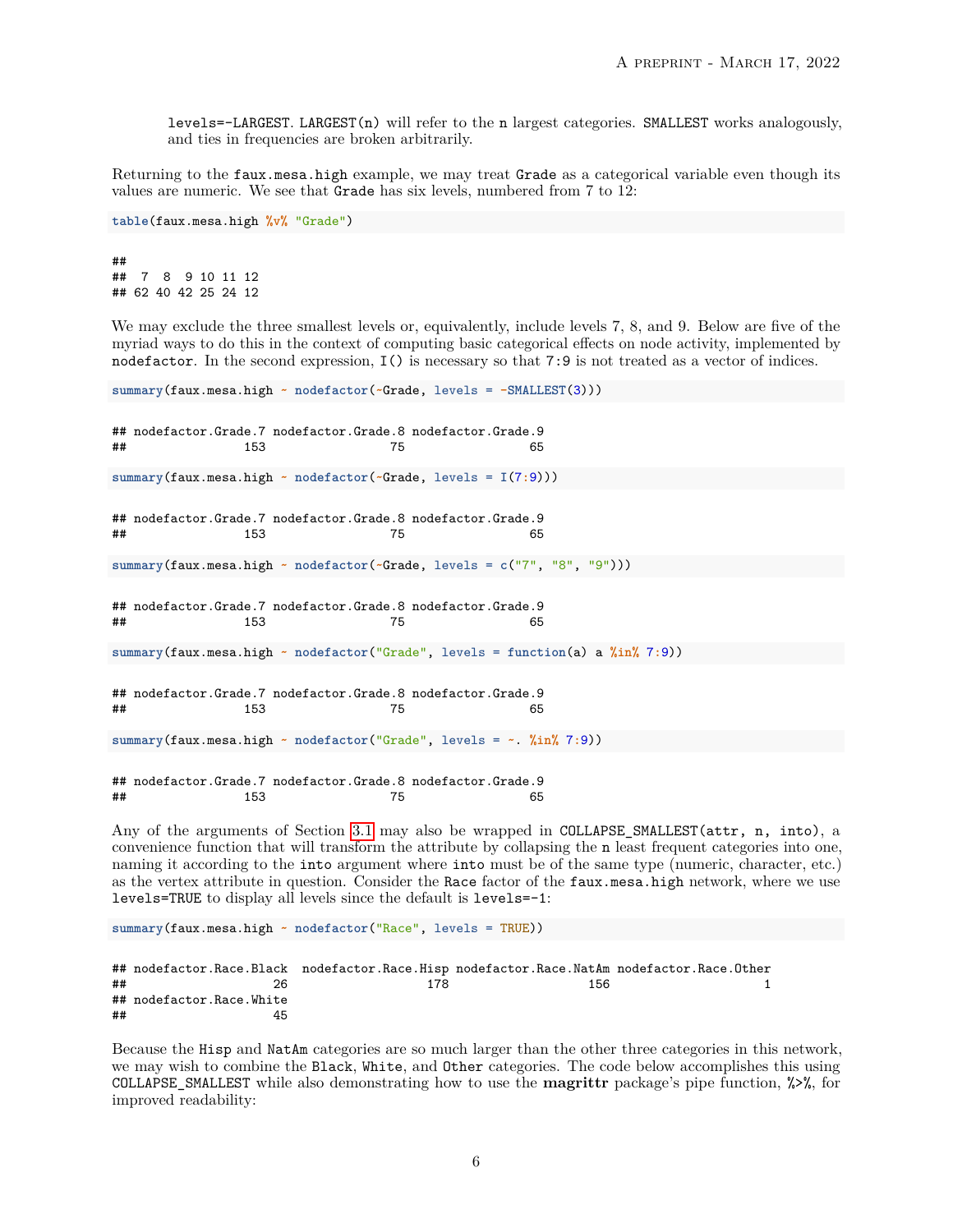levels=-LARGEST. LARGEST(n) will refer to the n largest categories. SMALLEST works analogously, and ties in frequencies are broken arbitrarily.

Returning to the faux.mesa.high example, we may treat Grade as a categorical variable even though its values are numeric. We see that Grade has six levels, numbered from 7 to 12:

```
table(faux.mesa.high %v% "Grade")
```

```
##
##  7  8  9 10 11 12
## 62 40 42 25 24 12
```

We may exclude the three smallest levels or, equivalently, include levels 7, 8, and 9. Below are five of the myriad ways to do this in the context of computing basic categorical effects on node activity, implemented by nodefactor. In the second expression, I() is necessary so that 7:9 is not treated as a vector of indices.

```
summary(faux.mesa.high ~ nodefactor(~Grade, levels = -SMALLEST(3)))
```

```
## nodefactor.Grade.7 nodefactor.Grade.8 nodefactor.Grade.9
##                153                 75                 65
```

```
summary(faux.mesa.high ~ nodefactor(~Grade, levels = I(7:9)))
```

```
## nodefactor.Grade.7 nodefactor.Grade.8 nodefactor.Grade.9
##                153                 75                 65
```

```
summary(faux.mesa.high ~ nodefactor(~Grade, levels = c("7", "8", "9")))
```

```
## nodefactor.Grade.7 nodefactor.Grade.8 nodefactor.Grade.9
##                153                 75                 65
```

```
summary(faux.mesa.high ~ nodefactor("Grade", levels = function(a) a %in% 7:9))
```

```
## nodefactor.Grade.7 nodefactor.Grade.8 nodefactor.Grade.9
##                153                 75                 65
```

```
summary(faux.mesa.high ~ nodefactor("Grade", levels = ~. %in% 7:9))
```

```
## nodefactor.Grade.7 nodefactor.Grade.8 nodefactor.Grade.9
##                153                 75                 65
```

Any of the arguments of Section 3.1 may also be wrapped in COLLAPSE_SMALLEST(attr, n, into), a convenience function that will transform the attribute by collapsing the n least frequent categories into one, naming it according to the into argument where into must be of the same type (numeric, character, etc.) as the vertex attribute in question. Consider the Race factor of the faux.mesa.high network, where we use levels=TRUE to display all levels since the default is levels=-1:

```
summary(faux.mesa.high ~ nodefactor("Race", levels = TRUE))
```

```
## nodefactor.Race.Black  nodefactor.Race.Hisp nodefactor.Race.NatAm nodefactor.Race.Other
##                    26                   178                   156                     1
## nodefactor.Race.White
##                    45
```

Because the Hisp and NatAm categories are so much larger than the other three categories in this network, we may wish to combine the Black, White, and Other categories. The code below accomplishes this using COLLAPSE_SMALLEST while also demonstrating how to use the **magrittr** package's pipe function, %>%, for improved readability: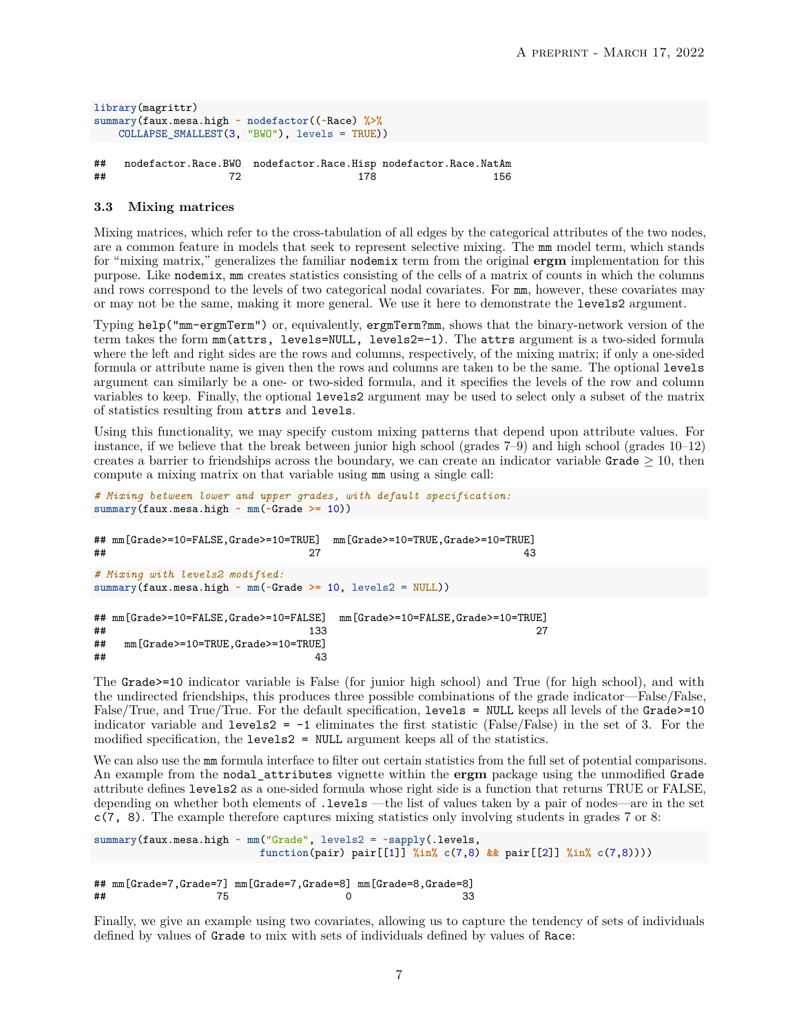```
library(magrittr)
summary(faux.mesa.high ~ nodefactor((~Race) %>%
    COLLAPSE_SMALLEST(3, "BWO"), levels = TRUE))
```

```
##   nodefactor.Race.BWO  nodefactor.Race.Hisp nodefactor.Race.NatAm
##                    72                   178                   156
```

### 3.3 Mixing matrices

Mixing matrices, which refer to the cross-tabulation of all edges by the categorical attributes of the two nodes, are a common feature in models that seek to represent selective mixing. The `mm` model term, which stands for "mixing matrix," generalizes the familiar `nodemix` term from the original **ergm** implementation for this purpose. Like `nodemix`, `mm` creates statistics consisting of the cells of a matrix of counts in which the columns and rows correspond to the levels of two categorical nodal covariates. For `mm`, however, these covariates may or may not be the same, making it more general. We use it here to demonstrate the `levels2` argument.

Typing `help("mm-ergmTerm")` or, equivalently, `ergmTerm?mm`, shows that the binary-network version of the term takes the form `mm(attrs, levels=NULL, levels2=-1)`. The `attrs` argument is a two-sided formula where the left and right sides are the rows and columns, respectively, of the mixing matrix; if only a one-sided formula or attribute name is given then the rows and columns are taken to be the same. The optional `levels` argument can similarly be a one- or two-sided formula, and it specifies the levels of the row and column variables to keep. Finally, the optional `levels2` argument may be used to select only a subset of the matrix of statistics resulting from `attrs` and `levels`.

Using this functionality, we may specify custom mixing patterns that depend upon attribute values. For instance, if we believe that the break between junior high school (grades 7–9) and high school (grades 10–12) creates a barrier to friendships across the boundary, we can create an indicator variable `Grade` $\geq 10$, then compute a mixing matrix on that variable using `mm` using a single call:

```
# Mixing between lower and upper grades, with default specification:
summary(faux.mesa.high ~ mm(~Grade >= 10))
```

```
## mm[Grade>=10=FALSE,Grade>=10=TRUE]  mm[Grade>=10=TRUE,Grade>=10=TRUE]
##                                 27                                 43
```

```
# Mixing with levels2 modified:
summary(faux.mesa.high ~ mm(~Grade >= 10, levels2 = NULL))
```

```
## mm[Grade>=10=FALSE,Grade>=10=FALSE]  mm[Grade>=10=FALSE,Grade>=10=TRUE]
##                                 133                                  27
##   mm[Grade>=10=TRUE,Grade>=10=TRUE]
##                                  43
```

The `Grade>=10` indicator variable is False (for junior high school) and True (for high school), and with the undirected friendships, this produces three possible combinations of the grade indicator—False/False, False/True, and True/True. For the default specification, `levels = NULL` keeps all levels of the `Grade>=10` indicator variable and `levels2 = -1` eliminates the first statistic (False/False) in the set of 3. For the modified specification, the `levels2 = NULL` argument keeps all of the statistics.

We can also use the `mm` formula interface to filter out certain statistics from the full set of potential comparisons. An example from the `nodal_attributes` vignette within the **ergm** package using the unmodified `Grade` attribute defines `levels2` as a one-sided formula whose right side is a function that returns TRUE or FALSE, depending on whether both elements of `.levels` —the list of values taken by a pair of nodes—are in the set `c(7, 8)`. The example therefore captures mixing statistics only involving students in grades 7 or 8:

```
summary(faux.mesa.high ~ mm("Grade", levels2 = ~sapply(.levels,
                          function(pair) pair[[1]] %in% c(7,8) && pair[[2]] %in% c(7,8))))
```

```
## mm[Grade=7,Grade=7] mm[Grade=7,Grade=8] mm[Grade=8,Grade=8]
##                  75                   0                  33
```

Finally, we give an example using two covariates, allowing us to capture the tendency of sets of individuals defined by values of `Grade` to mix with sets of individuals defined by values of `Race`: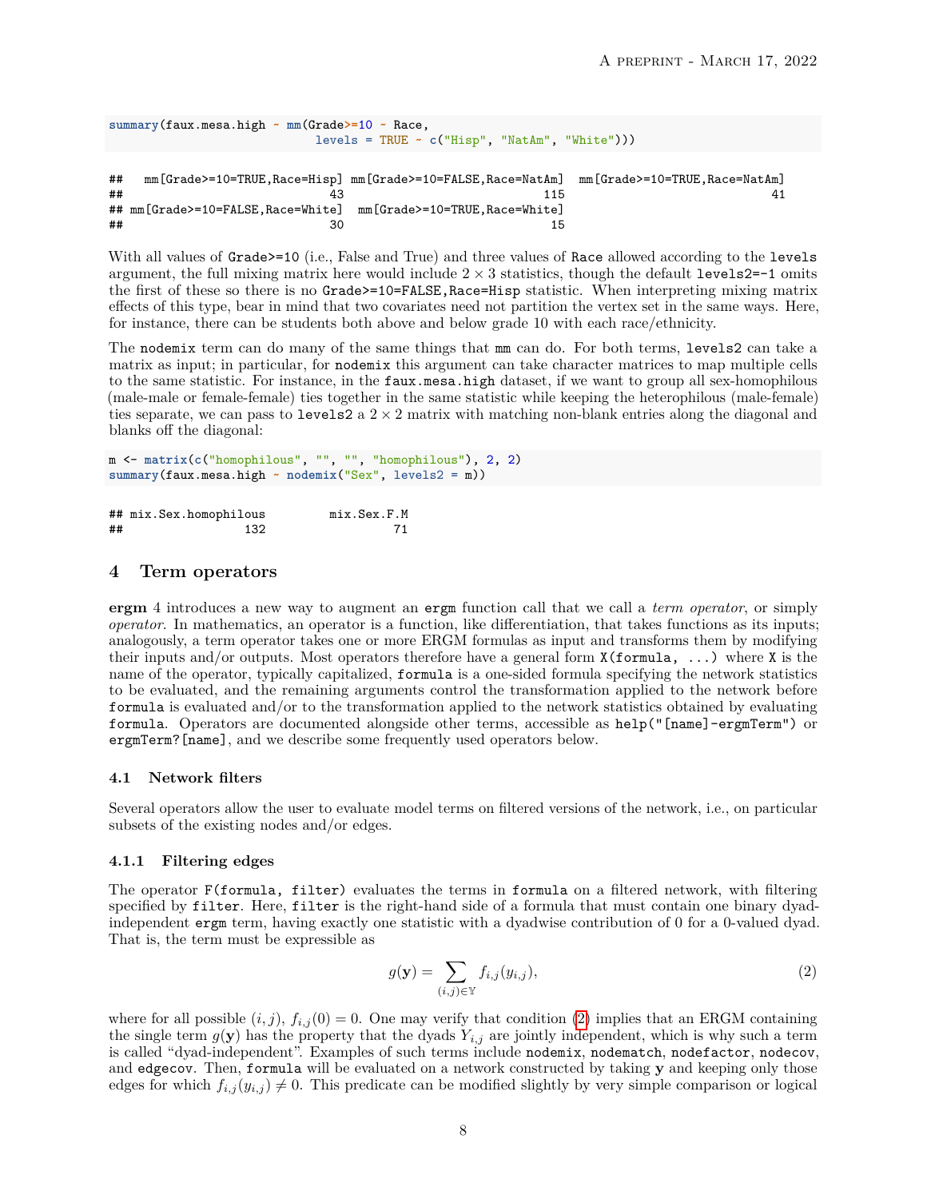```r
summary(faux.mesa.high ~ mm(Grade>=10 ~ Race,
                            levels = TRUE ~ c("Hisp", "NatAm", "White")))
```

```
##   mm[Grade>=10=TRUE,Race=Hisp] mm[Grade>=10=FALSE,Race=NatAm]  mm[Grade>=10=TRUE,Race=NatAm]
##                             43                            115                             41
## mm[Grade>=10=FALSE,Race=White]  mm[Grade>=10=TRUE,Race=White]
##                             30                             15
```

With all values of `Grade>=10` (i.e., False and True) and three values of `Race` allowed according to the `levels` argument, the full mixing matrix here would include $2 \times 3$ statistics, though the default `levels2=-1` omits the first of these so there is no `Grade>=10=FALSE,Race=Hisp` statistic. When interpreting mixing matrix effects of this type, bear in mind that two covariates need not partition the vertex set in the same ways. Here, for instance, there can be students both above and below grade 10 with each race/ethnicity.

The `nodemix` term can do many of the same things that `mm` can do. For both terms, `levels2` can take a matrix as input; in particular, for `nodemix` this argument can take character matrices to map multiple cells to the same statistic. For instance, in the `faux.mesa.high` dataset, if we want to group all sex-homophilous (male-male or female-female) ties together in the same statistic while keeping the heterophilous (male-female) ties separate, we can pass to `levels2` a $2 \times 2$ matrix with matching non-blank entries along the diagonal and blanks off the diagonal:

```r
m <- matrix(c("homophilous", "", "", "homophilous"), 2, 2)
summary(faux.mesa.high ~ nodemix("Sex", levels2 = m))
```

```
## mix.Sex.homophilous         mix.Sex.F.M
##                 132                  71
```

## 4 Term operators

**ergm** 4 introduces a new way to augment an `ergm` function call that we call a *term operator*, or simply *operator*. In mathematics, an operator is a function, like differentiation, that takes functions as its inputs; analogously, a term operator takes one or more ERGM formulas as input and transforms them by modifying their inputs and/or outputs. Most operators therefore have a general form `X(formula, ...)` where `X` is the name of the operator, typically capitalized, `formula` is a one-sided formula specifying the network statistics to be evaluated, and the remaining arguments control the transformation applied to the network before `formula` is evaluated and/or to the transformation applied to the network statistics obtained by evaluating `formula`. Operators are documented alongside other terms, accessible as `help("[name]-ergmTerm")` or `ergmTerm?[name]`, and we describe some frequently used operators below.

### 4.1 Network filters

Several operators allow the user to evaluate model terms on filtered versions of the network, i.e., on particular subsets of the existing nodes and/or edges.

#### 4.1.1 Filtering edges

The operator `F(formula, filter)` evaluates the terms in `formula` on a filtered network, with filtering specified by `filter`. Here, `filter` is the right-hand side of a formula that must contain one binary dyad-independent `ergm` term, having exactly one statistic with a dyadwise contribution of 0 for a 0-valued dyad. That is, the term must be expressible as

$$g(\mathbf{y}) = \sum_{(i,j)\in\mathbb{Y}} f_{i,j}(y_{i,j}), \tag{2}$$

where for all possible $(i, j)$, $f_{i,j}(0) = 0$. One may verify that condition (2) implies that an ERGM containing the single term $g(\mathbf{y})$ has the property that the dyads $Y_{i,j}$ are jointly independent, which is why such a term is called "dyad-independent". Examples of such terms include `nodemix`, `nodematch`, `nodefactor`, `nodecov`, and `edgecov`. Then, `formula` will be evaluated on a network constructed by taking $\mathbf{y}$ and keeping only those edges for which $f_{i,j}(y_{i,j}) \neq 0$. This predicate can be modified slightly by very simple comparison or logical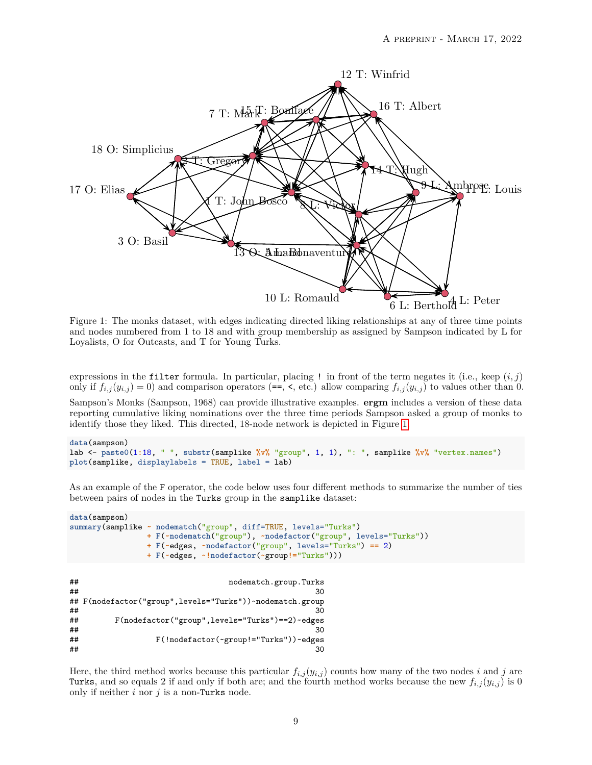Figure 1: The monks dataset, with edges indicating directed liking relationships at any of three time points and nodes numbered from 1 to 18 and with group membership as assigned by Sampson indicated by L for Loyalists, O for Outcasts, and T for Young Turks.

expressions in the `filter` formula. In particular, placing `!` in front of the term negates it (i.e., keep $(i, j)$ only if $f_{i,j}(y_{i,j}) = 0$) and comparison operators (`==`, `<`, etc.) allow comparing $f_{i,j}(y_{i,j})$ to values other than 0.

Sampson's Monks (Sampson, 1968) can provide illustrative examples. **ergm** includes a version of these data reporting cumulative liking nominations over the three time periods Sampson asked a group of monks to identify those they liked. This directed, 18-node network is depicted in Figure 1.

```
data(sampson)
lab <- paste0(1:18, " ", substr(samplike %v% "group", 1, 1), ": ", samplike %v% "vertex.names")
plot(samplike, displaylabels = TRUE, label = lab)
```

As an example of the `F` operator, the code below uses four different methods to summarize the number of ties between pairs of nodes in the `Turks` group in the `samplike` dataset:

```
data(sampson)
summary(samplike ~ nodematch("group", diff=TRUE, levels="Turks")
                 + F(~nodematch("group"), ~nodefactor("group", levels="Turks"))
                 + F(~edges, ~nodefactor("group", levels="Turks") == 2)
                 + F(~edges, ~!nodefactor(~group!="Turks")))
```

```
##                                  nodematch.group.Turks
##                                                     30
## F(nodefactor("group",levels="Turks"))~nodematch.group
##                                                     30
##        F(nodefactor("group",levels="Turks")==2)~edges
##                                                     30
##                 F(!nodefactor(~group!="Turks"))~edges
##                                                     30
```

Here, the third method works because this particular $f_{i,j}(y_{i,j})$ counts how many of the two nodes $i$ and $j$ are `Turks`, and so equals 2 if and only if both are; and the fourth method works because the new $f_{i,j}(y_{i,j})$ is 0 only if neither $i$ nor $j$ is a non-`Turks` node.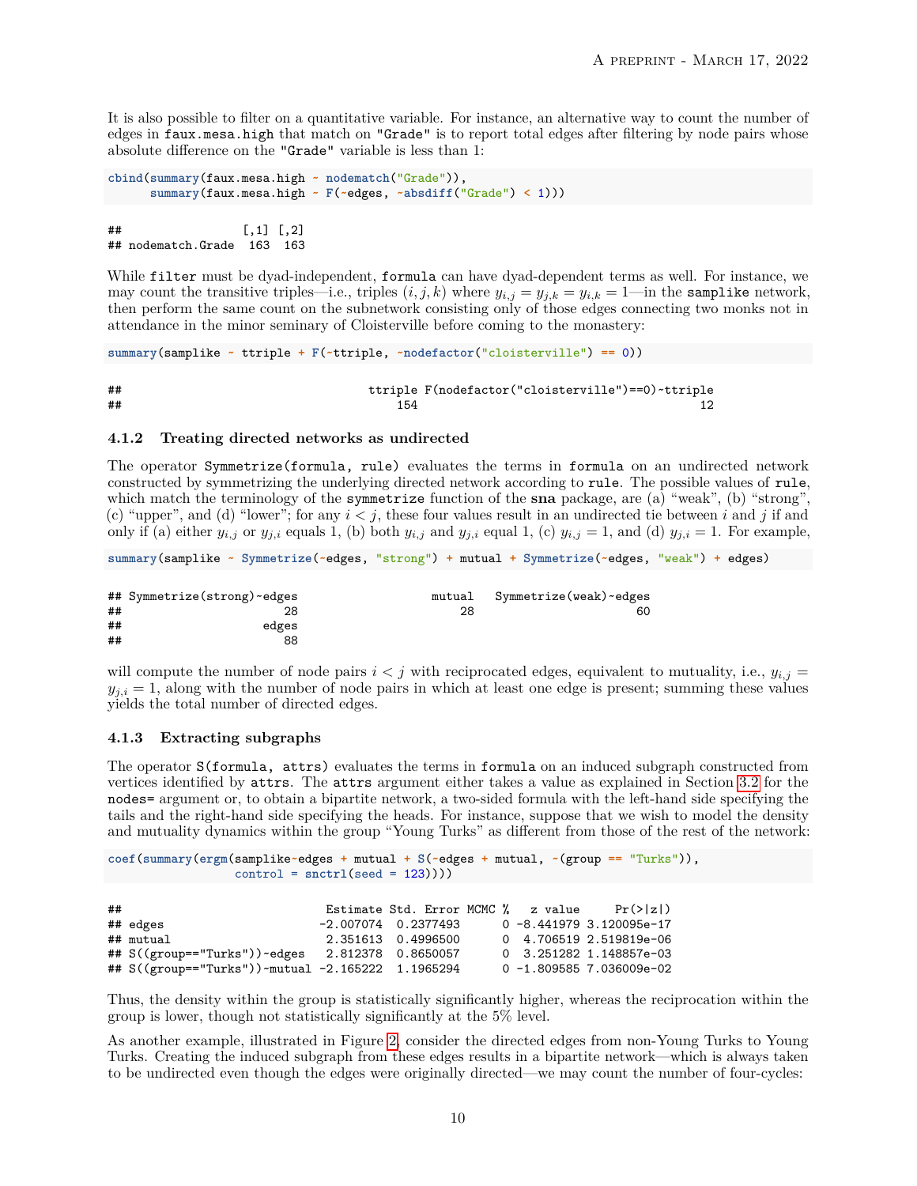It is also possible to filter on a quantitative variable. For instance, an alternative way to count the number of edges in `faux.mesa.high` that match on `"Grade"` is to report total edges after filtering by node pairs whose absolute difference on the `"Grade"` variable is less than 1:

```
cbind(summary(faux.mesa.high ~ nodematch("Grade")),
      summary(faux.mesa.high ~ F(~edges, ~absdiff("Grade") < 1)))
```

```
##                 [,1] [,2]
## nodematch.Grade  163  163
```

While `filter` must be dyad-independent, `formula` can have dyad-dependent terms as well. For instance, we may count the transitive triples—i.e., triples $(i, j, k)$ where $y_{i,j} = y_{j,k} = y_{i,k} = 1$—in the `samplike` network, then perform the same count on the subnetwork consisting only of those edges connecting two monks not in attendance in the minor seminary of Cloisterville before coming to the monastery:

```
summary(samplike ~ ttriple + F(~ttriple, ~nodefactor("cloisterville") == 0))
```

```
##                              ttriple F(nodefactor("cloisterville")==0)~ttriple
##                                  154                                        12
```

### 4.1.2 Treating directed networks as undirected

The operator `Symmetrize(formula, rule)` evaluates the terms in `formula` on an undirected network constructed by symmetrizing the underlying directed network according to `rule`. The possible values of `rule`, which match the terminology of the `symmetrize` function of the **sna** package, are (a) "weak", (b) "strong", (c) "upper", and (d) "lower"; for any $i < j$, these four values result in an undirected tie between $i$ and $j$ if and only if (a) either $y_{i,j}$ or $y_{j,i}$ equals 1, (b) both $y_{i,j}$ and $y_{j,i}$ equal 1, (c) $y_{i,j} = 1$, and (d) $y_{j,i} = 1$. For example,

```
summary(samplike ~ Symmetrize(~edges, "strong") + mutual + Symmetrize(~edges, "weak") + edges)
```

```
## Symmetrize(strong)~edges                 mutual   Symmetrize(weak)~edges
##                       28                     28                       60
##                    edges
##                       88
```

will compute the number of node pairs $i < j$ with reciprocated edges, equivalent to mutuality, i.e., $y_{i,j} = y_{j,i} = 1$, along with the number of node pairs in which at least one edge is present; summing these values yields the total number of directed edges.

### 4.1.3 Extracting subgraphs

The operator `S(formula, attrs)` evaluates the terms in `formula` on an induced subgraph constructed from vertices identified by `attrs`. The `attrs` argument either takes a value as explained in Section 3.2 for the `nodes=` argument or, to obtain a bipartite network, a two-sided formula with the left-hand side specifying the tails and the right-hand side specifying the heads. For instance, suppose that we wish to model the density and mutuality dynamics within the group "Young Turks" as different from those of the rest of the network:

```
coef(summary(ergm(samplike~edges + mutual + S(~edges + mutual, ~(group == "Turks")),
                  control = snctrl(seed = 123))))
```

```
##                              Estimate Std. Error MCMC %   z value     Pr(>|z|)
## edges                       -2.007074  0.2377493      0 -8.441979 3.120095e-17
## mutual                       2.351613  0.4996500      0  4.706519 2.519819e-06
## S((group=="Turks"))~edges    2.812378  0.8650057      0  3.251282 1.148857e-03
## S((group=="Turks"))~mutual -2.165222  1.1965294      0 -1.809585 7.036009e-02
```

Thus, the density within the group is statistically significantly higher, whereas the reciprocation within the group is lower, though not statistically significantly at the 5% level.

As another example, illustrated in Figure 2, consider the directed edges from non-Young Turks to Young Turks. Creating the induced subgraph from these edges results in a bipartite network—which is always taken to be undirected even though the edges were originally directed—we may count the number of four-cycles: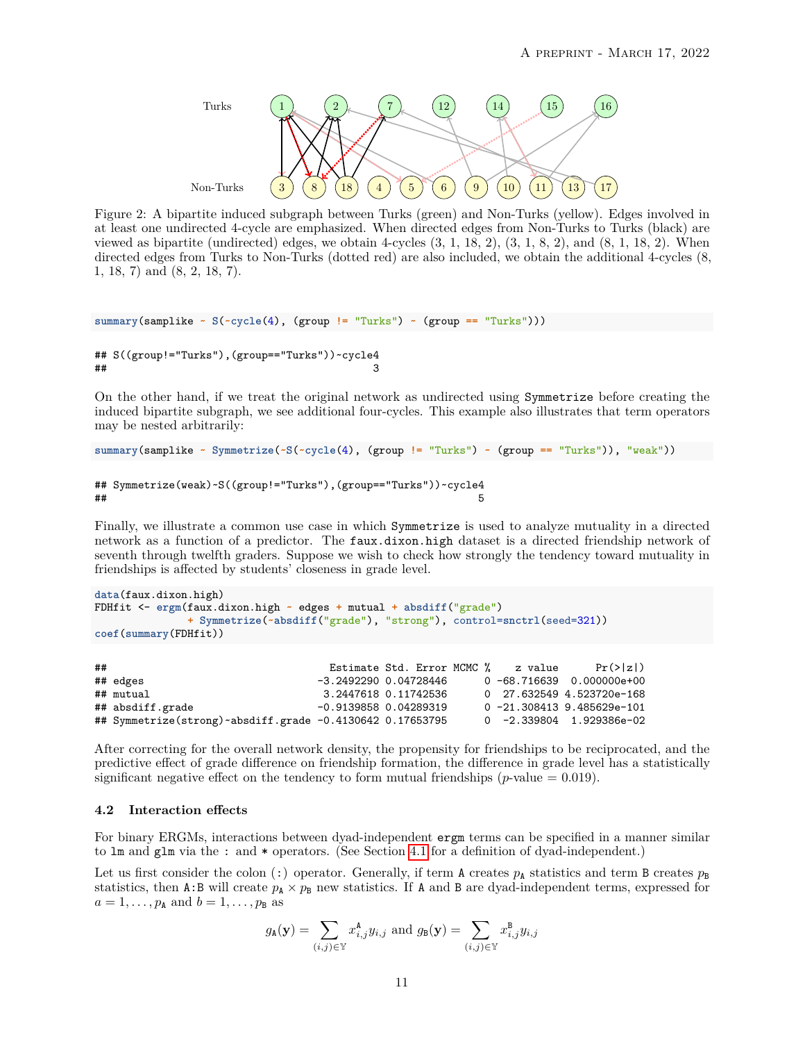Figure 2: A bipartite induced subgraph between Turks (green) and Non-Turks (yellow). Edges involved in at least one undirected 4-cycle are emphasized. When directed edges from Non-Turks to Turks (black) are viewed as bipartite (undirected) edges, we obtain 4-cycles (3, 1, 18, 2), (3, 1, 8, 2), and (8, 1, 18, 2). When directed edges from Turks to Non-Turks (dotted red) are also included, we obtain the additional 4-cycles (8, 1, 18, 7) and (8, 2, 18, 7).

```
summary(samplike ~ S(~cycle(4), (group != "Turks") ~ (group == "Turks")))
```

```
## S((group!="Turks"),(group=="Turks"))~cycle4
##                                           3
```

On the other hand, if we treat the original network as undirected using `Symmetrize` before creating the induced bipartite subgraph, we see additional four-cycles. This example also illustrates that term operators may be nested arbitrarily:

```
summary(samplike ~ Symmetrize(~S(~cycle(4), (group != "Turks") ~ (group == "Turks")), "weak"))
```

```
## Symmetrize(weak)~S((group!="Turks"),(group=="Turks"))~cycle4
##                                                           5
```

Finally, we illustrate a common use case in which `Symmetrize` is used to analyze mutuality in a directed network as a function of a predictor. The `faux.dixon.high` dataset is a directed friendship network of seventh through twelfth graders. Suppose we wish to check how strongly the tendency toward mutuality in friendships is affected by students' closeness in grade level.

```
data(faux.dixon.high)
FDHfit <- ergm(faux.dixon.high ~ edges + mutual + absdiff("grade")
               + Symmetrize(~absdiff("grade"), "strong"), control=snctrl(seed=321))
coef(summary(FDHfit))
```

```
##                                     Estimate Std. Error MCMC %    z value      Pr(>|z|)
## edges                             -3.2492290 0.04728446      0 -68.716639  0.000000e+00
## mutual                             3.2447618 0.11742536      0  27.632549 4.523720e-168
## absdiff.grade                     -0.9139858 0.04289319      0 -21.308413 9.485629e-101
## Symmetrize(strong)~absdiff.grade -0.4130642 0.17653795      0  -2.339804  1.929386e-02
```

After correcting for the overall network density, the propensity for friendships to be reciprocated, and the predictive effect of grade difference on friendship formation, the difference in grade level has a statistically significant negative effect on the tendency to form mutual friendships ($p$-value = 0.019).

### 4.2 Interaction effects

For binary ERGMs, interactions between dyad-independent `ergm` terms can be specified in a manner similar to `lm` and `glm` via the `:` and `*` operators. (See Section 4.1 for a definition of dyad-independent.)

Let us first consider the colon (`:`) operator. Generally, if term `A` creates $p_{\mathtt{A}}$ statistics and term `B` creates $p_{\mathtt{B}}$ statistics, then `A:B` will create $p_{\mathtt{A}} \times p_{\mathtt{B}}$ new statistics. If `A` and `B` are dyad-independent terms, expressed for $a = 1, \ldots, p_{\mathtt{A}}$ and $b = 1, \ldots, p_{\mathtt{B}}$ as

$$g_{\mathtt{A}}(\mathbf{y}) = \sum_{(i,j)\in\mathbb{Y}} x^{\mathtt{A}}_{i,j} y_{i,j} \text{ and } g_{\mathtt{B}}(\mathbf{y}) = \sum_{(i,j)\in\mathbb{Y}} x^{\mathtt{B}}_{i,j} y_{i,j}$$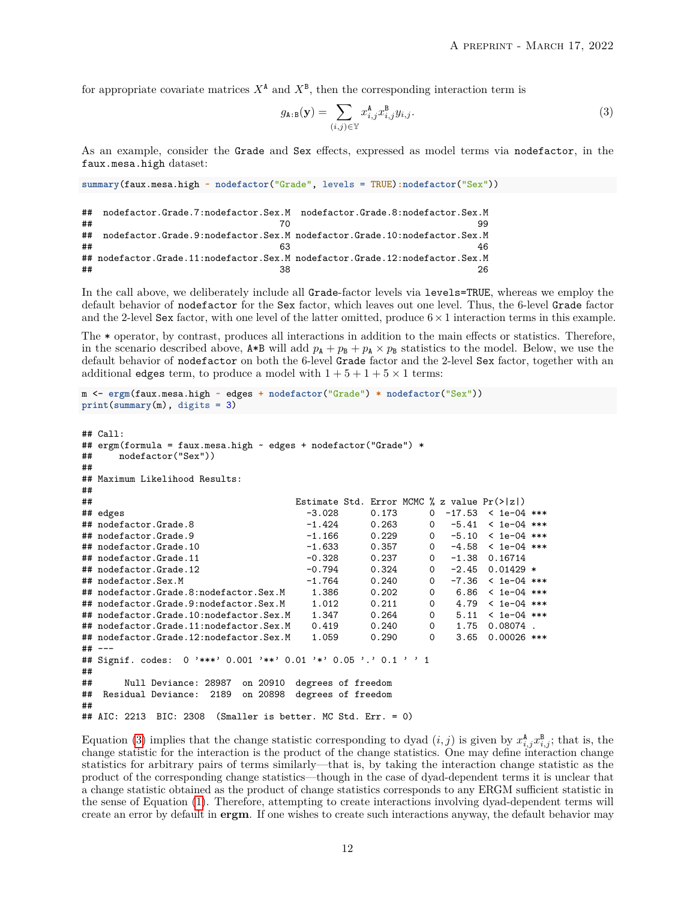for appropriate covariate matrices $X^{\mathtt{A}}$ and $X^{\mathtt{B}}$, then the corresponding interaction term is

$$g_{\mathtt{A:B}}(\mathbf{y}) = \sum_{(i,j)\in\mathbb{Y}} x^{\mathtt{A}}_{i,j} x^{\mathtt{B}}_{i,j} y_{i,j}. \tag{3}$$

As an example, consider the Grade and Sex effects, expressed as model terms via nodefactor, in the faux.mesa.high dataset:

```
summary(faux.mesa.high ~ nodefactor("Grade", levels = TRUE):nodefactor("Sex"))
```

```
##  nodefactor.Grade.7:nodefactor.Sex.M  nodefactor.Grade.8:nodefactor.Sex.M
##                                   70                                   99
##  nodefactor.Grade.9:nodefactor.Sex.M nodefactor.Grade.10:nodefactor.Sex.M
##                                   63                                   46
## nodefactor.Grade.11:nodefactor.Sex.M nodefactor.Grade.12:nodefactor.Sex.M
##                                   38                                   26
```

In the call above, we deliberately include all Grade-factor levels via levels=TRUE, whereas we employ the default behavior of nodefactor for the Sex factor, which leaves out one level. Thus, the 6-level Grade factor and the 2-level Sex factor, with one level of the latter omitted, produce $6 \times 1$ interaction terms in this example.

The * operator, by contrast, produces all interactions in addition to the main effects or statistics. Therefore, in the scenario described above, A*B will add $p_{\mathtt{A}} + p_{\mathtt{B}} + p_{\mathtt{A}} \times p_{\mathtt{B}}$ statistics to the model. Below, we use the default behavior of nodefactor on both the 6-level Grade factor and the 2-level Sex factor, together with an additional edges term, to produce a model with $1 + 5 + 1 + 5 \times 1$ terms:

```
m <- ergm(faux.mesa.high ~ edges + nodefactor("Grade") * nodefactor("Sex"))
print(summary(m), digits = 3)
```

```
## Call:
## ergm(formula = faux.mesa.high ~ edges + nodefactor("Grade") *
##     nodefactor("Sex"))
##
## Maximum Likelihood Results:
##
##                                      Estimate Std. Error MCMC % z value Pr(>|z|)
## edges                                  -3.028      0.173      0  -17.53  < 1e-04 ***
## nodefactor.Grade.8                     -1.424      0.263      0   -5.41  < 1e-04 ***
## nodefactor.Grade.9                     -1.166      0.229      0   -5.10  < 1e-04 ***
## nodefactor.Grade.10                    -1.633      0.357      0   -4.58  < 1e-04 ***
## nodefactor.Grade.11                    -0.328      0.237      0   -1.38  0.16714
## nodefactor.Grade.12                    -0.794      0.324      0   -2.45  0.01429 *
## nodefactor.Sex.M                       -1.764      0.240      0   -7.36  < 1e-04 ***
## nodefactor.Grade.8:nodefactor.Sex.M     1.386      0.202      0    6.86  < 1e-04 ***
## nodefactor.Grade.9:nodefactor.Sex.M     1.012      0.211      0    4.79  < 1e-04 ***
## nodefactor.Grade.10:nodefactor.Sex.M    1.347      0.264      0    5.11  < 1e-04 ***
## nodefactor.Grade.11:nodefactor.Sex.M    0.419      0.240      0    1.75  0.08074 .
## nodefactor.Grade.12:nodefactor.Sex.M    1.059      0.290      0    3.65  0.00026 ***
## ---
## Signif. codes:  0 '***' 0.001 '**' 0.01 '*' 0.05 '.' 0.1 ' ' 1
##
##      Null Deviance: 28987  on 20910  degrees of freedom
##  Residual Deviance:  2189  on 20898  degrees of freedom
##
## AIC: 2213  BIC: 2308  (Smaller is better. MC Std. Err. = 0)
```

Equation (3) implies that the change statistic corresponding to dyad $(i,j)$ is given by $x^{\mathtt{A}}_{i,j} x^{\mathtt{B}}_{i,j}$; that is, the change statistic for the interaction is the product of the change statistics. One may define interaction change statistics for arbitrary pairs of terms similarly—that is, by taking the interaction change statistic as the product of the corresponding change statistics—though in the case of dyad-dependent terms it is unclear that a change statistic obtained as the product of change statistics corresponds to any ERGM sufficient statistic in the sense of Equation (1). Therefore, attempting to create interactions involving dyad-dependent terms will create an error by default in **ergm**. If one wishes to create such interactions anyway, the default behavior may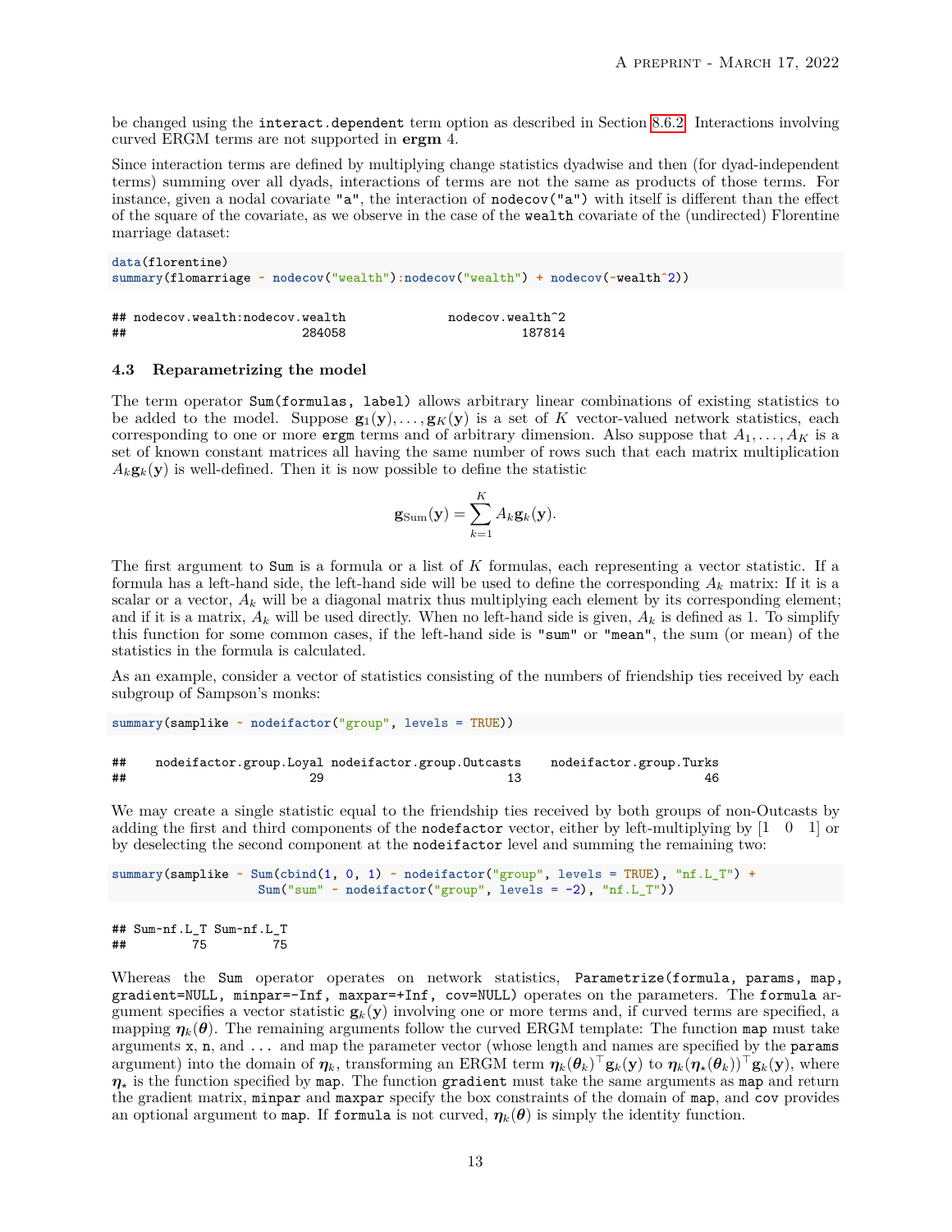be changed using the `interact.dependent` term option as described in Section 8.6.2. Interactions involving curved ERGM terms are not supported in **ergm** 4.

Since interaction terms are defined by multiplying change statistics dyadwise and then (for dyad-independent terms) summing over all dyads, interactions of terms are not the same as products of those terms. For instance, given a nodal covariate `"a"`, the interaction of `nodecov("a")` with itself is different than the effect of the square of the covariate, as we observe in the case of the `wealth` covariate of the (undirected) Florentine marriage dataset:

```
data(florentine)
summary(flomarriage ~ nodecov("wealth"):nodecov("wealth") + nodecov(~wealth^2))
```

```
## nodecov.wealth:nodecov.wealth             nodecov.wealth^2
##                        284058                       187814
```

### 4.3 Reparametrizing the model

The term operator `Sum(formulas, label)` allows arbitrary linear combinations of existing statistics to be added to the model. Suppose $\mathbf{g}_1(\mathbf{y}), \ldots, \mathbf{g}_K(\mathbf{y})$ is a set of $K$ vector-valued network statistics, each corresponding to one or more `ergm` terms and of arbitrary dimension. Also suppose that $A_1, \ldots, A_K$ is a set of known constant matrices all having the same number of rows such that each matrix multiplication $A_k\mathbf{g}_k(\mathbf{y})$ is well-defined. Then it is now possible to define the statistic

$$\mathbf{g}_{\text{Sum}}(\mathbf{y}) = \sum_{k=1}^{K} A_k \mathbf{g}_k(\mathbf{y}).$$

The first argument to `Sum` is a formula or a list of $K$ formulas, each representing a vector statistic. If a formula has a left-hand side, the left-hand side will be used to define the corresponding $A_k$ matrix: If it is a scalar or a vector, $A_k$ will be a diagonal matrix thus multiplying each element by its corresponding element; and if it is a matrix, $A_k$ will be used directly. When no left-hand side is given, $A_k$ is defined as 1. To simplify this function for some common cases, if the left-hand side is `"sum"` or `"mean"`, the sum (or mean) of the statistics in the formula is calculated.

As an example, consider a vector of statistics consisting of the numbers of friendship ties received by each subgroup of Sampson's monks:

```
summary(samplike ~ nodeifactor("group", levels = TRUE))
```

```
##    nodeifactor.group.Loyal nodeifactor.group.Outcasts    nodeifactor.group.Turks
##                         29                         13                         46
```

We may create a single statistic equal to the friendship ties received by both groups of non-Outcasts by adding the first and third components of the `nodefactor` vector, either by left-multiplying by $[1 \quad 0 \quad 1]$ or by deselecting the second component at the `nodeifactor` level and summing the remaining two:

```
summary(samplike ~ Sum(cbind(1, 0, 1) ~ nodeifactor("group", levels = TRUE), "nf.L_T") +
                   Sum("sum" ~ nodeifactor("group", levels = -2), "nf.L_T"))
```

```
## Sum~nf.L_T Sum~nf.L_T
##         75         75
```

Whereas the `Sum` operator operates on network statistics, `Parametrize(formula, params, map, gradient=NULL, minpar=-Inf, maxpar=+Inf, cov=NULL)` operates on the parameters. The `formula` argument specifies a vector statistic $\mathbf{g}_k(\mathbf{y})$ involving one or more terms and, if curved terms are specified, a mapping $\boldsymbol{\eta}_k(\boldsymbol{\theta})$. The remaining arguments follow the curved ERGM template: The function `map` must take arguments `x`, `n`, and `...` and map the parameter vector (whose length and names are specified by the `params` argument) into the domain of $\boldsymbol{\eta}_k$, transforming an ERGM term $\boldsymbol{\eta}_k(\boldsymbol{\theta}_k)^\top \mathbf{g}_k(\mathbf{y})$ to $\boldsymbol{\eta}_k(\boldsymbol{\eta}_\star(\boldsymbol{\theta}_k))^\top \mathbf{g}_k(\mathbf{y})$, where $\boldsymbol{\eta}_\star$ is the function specified by `map`. The function `gradient` must take the same arguments as `map` and return the gradient matrix, `minpar` and `maxpar` specify the box constraints of the domain of `map`, and `cov` provides an optional argument to `map`. If `formula` is not curved, $\boldsymbol{\eta}_k(\boldsymbol{\theta})$ is simply the identity function.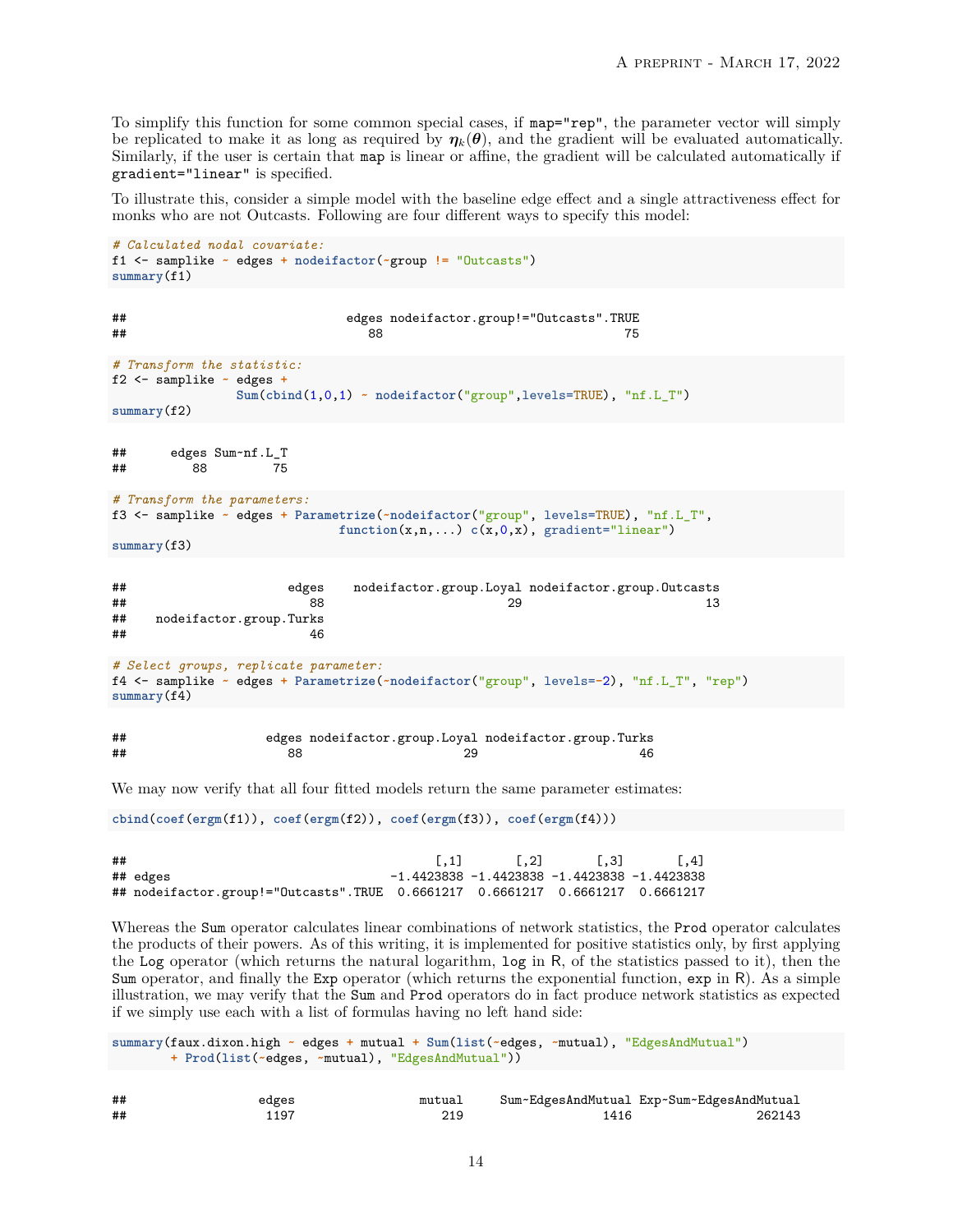To simplify this function for some common special cases, if `map="rep"`, the parameter vector will simply be replicated to make it as long as required by $\boldsymbol{\eta}_k(\boldsymbol{\theta})$, and the gradient will be evaluated automatically. Similarly, if the user is certain that `map` is linear or affine, the gradient will be calculated automatically if `gradient="linear"` is specified.

To illustrate this, consider a simple model with the baseline edge effect and a single attractiveness effect for monks who are not Outcasts. Following are four different ways to specify this model:

```
# Calculated nodal covariate:
f1 <- samplike ~ edges + nodeifactor(~group != "Outcasts")
summary(f1)
```

```
##                               edges nodeifactor.group!="Outcasts".TRUE
##                                  88                                 75
```

```
# Transform the statistic:
f2 <- samplike ~ edges +
              Sum(cbind(1,0,1) ~ nodeifactor("group",levels=TRUE), "nf.L_T")
summary(f2)
```

```
##      edges Sum~nf.L_T
##         88         75
```

```
# Transform the parameters:
f3 <- samplike ~ edges + Parametrize(~nodeifactor("group", levels=TRUE), "nf.L_T",
                            function(x,n,...) c(x,0,x), gradient="linear")
summary(f3)
```

```
##                      edges    nodeifactor.group.Loyal nodeifactor.group.Outcasts
##                         88                         29                         13
##    nodeifactor.group.Turks
##                         46
```

```
# Select groups, replicate parameter:
f4 <- samplike ~ edges + Parametrize(~nodeifactor("group", levels=-2), "nf.L_T", "rep")
summary(f4)
```

```
##                   edges nodeifactor.group.Loyal nodeifactor.group.Turks
##                      88                      29                      46
```

We may now verify that all four fitted models return the same parameter estimates:

```
cbind(coef(ergm(f1)), coef(ergm(f2)), coef(ergm(f3)), coef(ergm(f4)))
```

```
##                                          [,1]       [,2]       [,3]       [,4]
## edges                              -1.4423838 -1.4423838 -1.4423838 -1.4423838
## nodeifactor.group!="Outcasts".TRUE  0.6661217  0.6661217  0.6661217  0.6661217
```

Whereas the `Sum` operator calculates linear combinations of network statistics, the `Prod` operator calculates the products of their powers. As of this writing, it is implemented for positive statistics only, by first applying the `Log` operator (which returns the natural logarithm, `log` in R, of the statistics passed to it), then the `Sum` operator, and finally the `Exp` operator (which returns the exponential function, `exp` in R). As a simple illustration, we may verify that the `Sum` and `Prod` operators do in fact produce network statistics as expected if we simply use each with a list of formulas having no left hand side:

```
summary(faux.dixon.high ~ edges + mutual + Sum(list(~edges, ~mutual), "EdgesAndMutual")
        + Prod(list(~edges, ~mutual), "EdgesAndMutual"))
```

```
##                 edges                mutual     Sum~EdgesAndMutual Exp~Sum~EdgesAndMutual
##                  1197                   219                   1416                 262143
```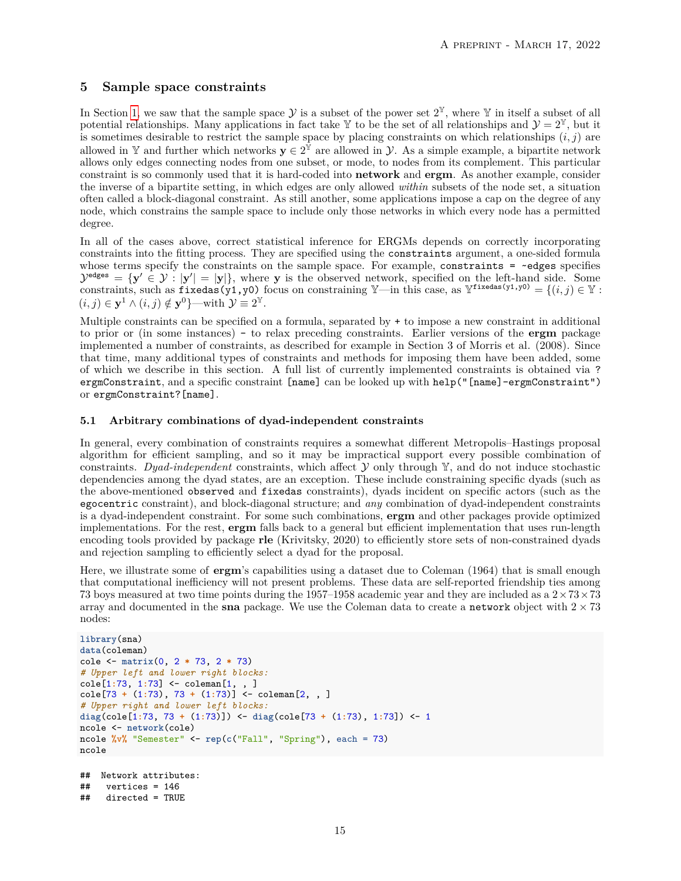## 5 Sample space constraints

In Section 1, we saw that the sample space $\mathcal{Y}$ is a subset of the power set $2^{\mathbb{Y}}$, where $\mathbb{Y}$ in itself a subset of all potential relationships. Many applications in fact take $\mathbb{Y}$ to be the set of all relationships and $\mathcal{Y} = 2^{\mathbb{Y}}$, but it is sometimes desirable to restrict the sample space by placing constraints on which relationships $(i, j)$ are allowed in $\mathbb{Y}$ and further which networks $\mathbf{y} \in 2^{\mathbb{Y}}$ are allowed in $\mathcal{Y}$. As a simple example, a bipartite network allows only edges connecting nodes from one subset, or mode, to nodes from its complement. This particular constraint is so commonly used that it is hard-coded into **network** and **ergm**. As another example, consider the inverse of a bipartite setting, in which edges are only allowed *within* subsets of the node set, a situation often called a block-diagonal constraint. As still another, some applications impose a cap on the degree of any node, which constrains the sample space to include only those networks in which every node has a permitted degree.

In all of the cases above, correct statistical inference for ERGMs depends on correctly incorporating constraints into the fitting process. They are specified using the `constraints` argument, a one-sided formula whose terms specify the constraints on the sample space. For example, `constraints = ~edges` specifies $\mathcal{Y}^{\text{edges}} = \{\mathbf{y}' \in \mathcal{Y} : |\mathbf{y}'| = |\mathbf{y}|\}$, where $\mathbf{y}$ is the observed network, specified on the left-hand side. Some constraints, such as `fixedas(y1,y0)` focus on constraining $\mathbb{Y}$—in this case, as $\mathbb{Y}^{\texttt{fixedas(y1,y0)}} = \{(i, j) \in \mathbb{Y} : (i, j) \in \mathbf{y}^1 \wedge (i, j) \notin \mathbf{y}^0\}$—with $\mathcal{Y} \equiv 2^{\mathbb{Y}}$.

Multiple constraints can be specified on a formula, separated by `+` to impose a new constraint in additional to prior or (in some instances) `-` to relax preceding constraints. Earlier versions of the **ergm** package implemented a number of constraints, as described for example in Section 3 of Morris et al. (2008). Since that time, many additional types of constraints and methods for imposing them have been added, some of which we describe in this section. A full list of currently implemented constraints is obtained via `?ergmConstraint`, and a specific constraint `[name]` can be looked up with `help("[name]-ergmConstraint")` or `ergmConstraint?[name]`.

### 5.1 Arbitrary combinations of dyad-independent constraints

In general, every combination of constraints requires a somewhat different Metropolis–Hastings proposal algorithm for efficient sampling, and so it may be impractical support every possible combination of constraints. *Dyad-independent* constraints, which affect $\mathcal{Y}$ only through $\mathbb{Y}$, and do not induce stochastic dependencies among the dyad states, are an exception. These include constraining specific dyads (such as the above-mentioned `observed` and `fixedas` constraints), dyads incident on specific actors (such as the `egocentric` constraint), and block-diagonal structure; and *any* combination of dyad-independent constraints is a dyad-independent constraint. For some such combinations, **ergm** and other packages provide optimized implementations. For the rest, **ergm** falls back to a general but efficient implementation that uses run-length encoding tools provided by package **rle** (Krivitsky, 2020) to efficiently store sets of non-constrained dyads and rejection sampling to efficiently select a dyad for the proposal.

Here, we illustrate some of **ergm**'s capabilities using a dataset due to Coleman (1964) that is small enough that computational inefficiency will not present problems. These data are self-reported friendship ties among 73 boys measured at two time points during the 1957–1958 academic year and they are included as a $2 \times 73 \times 73$ array and documented in the **sna** package. We use the Coleman data to create a `network` object with $2 \times 73$ nodes:

```
library(sna)
data(coleman)
cole <- matrix(0, 2 * 73, 2 * 73)
# Upper left and lower right blocks:
cole[1:73, 1:73] <- coleman[1, , ]
cole[73 + (1:73), 73 + (1:73)] <- coleman[2, , ]
# Upper right and lower left blocks:
diag(cole[1:73, 73 + (1:73)]) <- diag(cole[73 + (1:73), 1:73]) <- 1
ncole <- network(cole)
ncole %v% "Semester" <- rep(c("Fall", "Spring"), each = 73)
ncole
```

```
##  Network attributes:
##   vertices = 146
##   directed = TRUE
```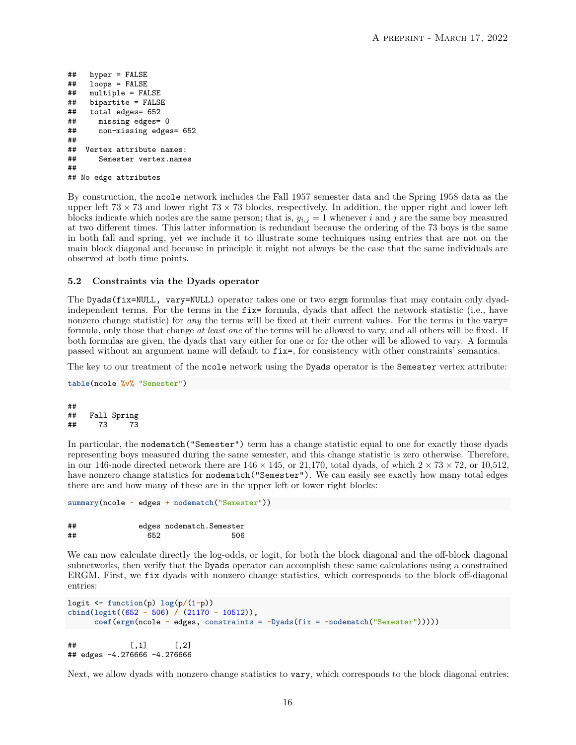```
##    hyper = FALSE
##    loops = FALSE
##    multiple = FALSE
##    bipartite = FALSE
##    total edges= 652
##      missing edges= 0
##      non-missing edges= 652
##
##  Vertex attribute names:
##      Semester vertex.names
##
## No edge attributes
```

By construction, the `ncole` network includes the Fall 1957 semester data and the Spring 1958 data as the upper left $73 \times 73$ and lower right $73 \times 73$ blocks, respectively. In addition, the upper right and lower left blocks indicate which nodes are the same person; that is, $y_{i,j} = 1$ whenever $i$ and $j$ are the same boy measured at two different times. This latter information is redundant because the ordering of the 73 boys is the same in both fall and spring, yet we include it to illustrate some techniques using entries that are not on the main block diagonal and because in principle it might not always be the case that the same individuals are observed at both time points.

### 5.2 Constraints via the Dyads operator

The `Dyads(fix=NULL, vary=NULL)` operator takes one or two `ergm` formulas that may contain only dyad-independent terms. For the terms in the `fix=` formula, dyads that affect the network statistic (i.e., have nonzero change statistic) for *any* the terms will be fixed at their current values. For the terms in the `vary=` formula, only those that change *at least one* of the terms will be allowed to vary, and all others will be fixed. If both formulas are given, the dyads that vary either for one or for the other will be allowed to vary. A formula passed without an argument name will default to `fix=`, for consistency with other constraints' semantics.

The key to our treatment of the `ncole` network using the `Dyads` operator is the `Semester` vertex attribute:

```
table(ncole %v% "Semester")
```

```
##
##   Fall Spring
##     73     73
```

In particular, the `nodematch("Semester")` term has a change statistic equal to one for exactly those dyads representing boys measured during the same semester, and this change statistic is zero otherwise. Therefore, in our 146-node directed network there are $146 \times 145$, or 21,170, total dyads, of which $2 \times 73 \times 72$, or 10,512, have nonzero change statistics for `nodematch("Semester")`. We can easily see exactly how many total edges there are and how many of these are in the upper left or lower right blocks:

```
summary(ncole ~ edges + nodematch("Semester"))
```

```
##              edges nodematch.Semester
##                652                506
```

We can now calculate directly the log-odds, or logit, for both the block diagonal and the off-block diagonal subnetworks, then verify that the `Dyads` operator can accomplish these same calculations using a constrained ERGM. First, we `fix` dyads with nonzero change statistics, which corresponds to the block off-diagonal entries:

```
logit <- function(p) log(p/(1-p))
cbind(logit((652 - 506) / (21170 - 10512)),
      coef(ergm(ncole ~ edges, constraints = ~Dyads(fix = ~nodematch("Semester")))))
```

```
##            [,1]      [,2]
## edges -4.276666 -4.276666
```

Next, we allow dyads with nonzero change statistics to `vary`, which corresponds to the block diagonal entries: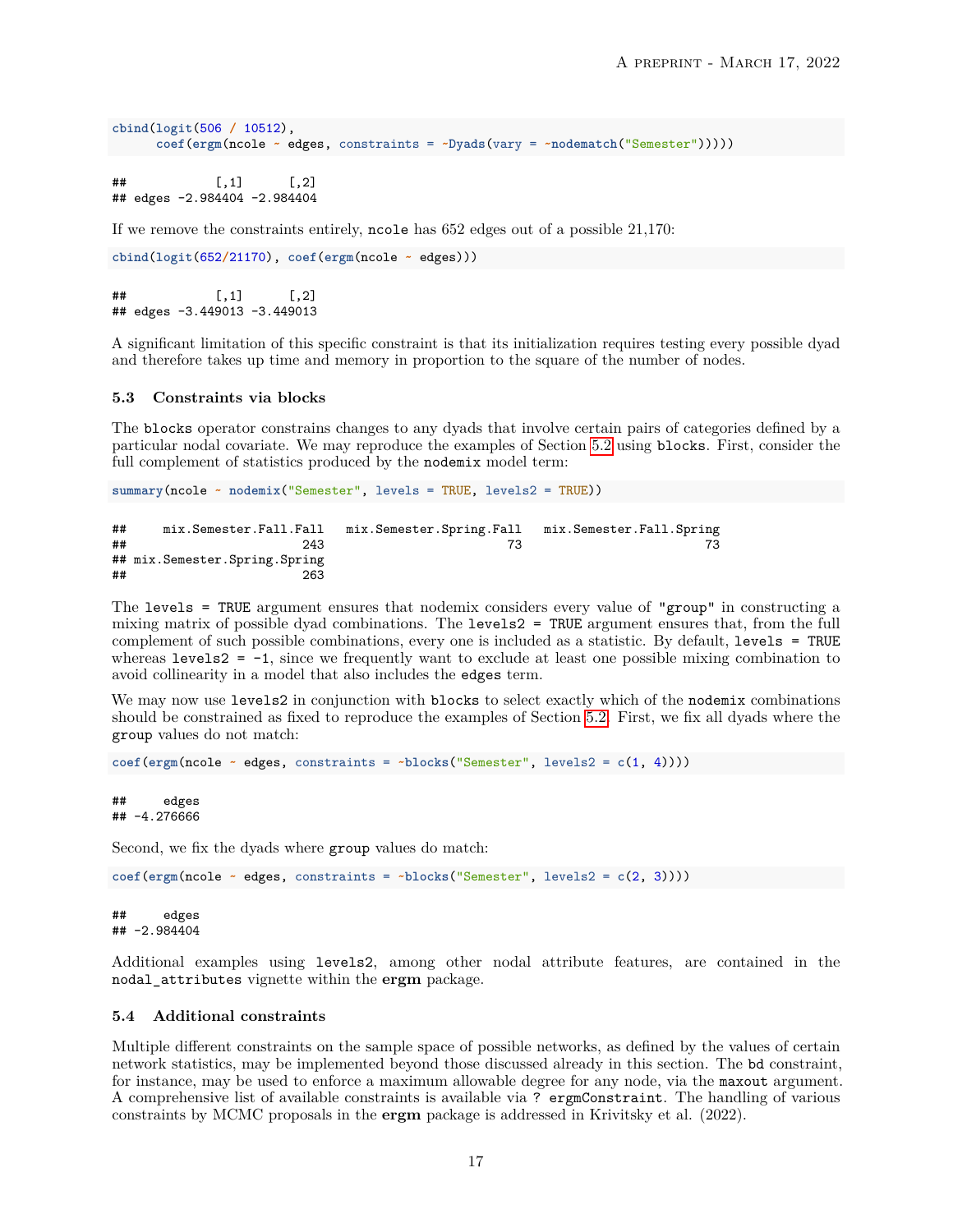```
cbind(logit(506 / 10512),
      coef(ergm(ncole ~ edges, constraints = ~Dyads(vary = ~nodematch("Semester")))))
```

```
##            [,1]      [,2]
## edges -2.984404 -2.984404
```

If we remove the constraints entirely, `ncole` has 652 edges out of a possible 21,170:

```
cbind(logit(652/21170), coef(ergm(ncole ~ edges)))
```

```
##            [,1]      [,2]
## edges -3.449013 -3.449013
```

A significant limitation of this specific constraint is that its initialization requires testing every possible dyad and therefore takes up time and memory in proportion to the square of the number of nodes.

### 5.3 Constraints via blocks

The `blocks` operator constrains changes to any dyads that involve certain pairs of categories defined by a particular nodal covariate. We may reproduce the examples of Section 5.2 using `blocks`. First, consider the full complement of statistics produced by the `nodemix` model term:

```
summary(ncole ~ nodemix("Semester", levels = TRUE, levels2 = TRUE))
```

```
##     mix.Semester.Fall.Fall   mix.Semester.Spring.Fall   mix.Semester.Fall.Spring
##                        243                         73                         73
## mix.Semester.Spring.Spring
##                        263
```

The `levels = TRUE` argument ensures that nodemix considers every value of `"group"` in constructing a mixing matrix of possible dyad combinations. The `levels2 = TRUE` argument ensures that, from the full complement of such possible combinations, every one is included as a statistic. By default, `levels = TRUE` whereas `levels2 = -1`, since we frequently want to exclude at least one possible mixing combination to avoid collinearity in a model that also includes the `edges` term.

We may now use `levels2` in conjunction with `blocks` to select exactly which of the `nodemix` combinations should be constrained as fixed to reproduce the examples of Section 5.2. First, we fix all dyads where the `group` values do not match:

```
coef(ergm(ncole ~ edges, constraints = ~blocks("Semester", levels2 = c(1, 4))))
```

```
##     edges
## -4.276666
```

Second, we fix the dyads where `group` values do match:

```
coef(ergm(ncole ~ edges, constraints = ~blocks("Semester", levels2 = c(2, 3))))
```

```
##     edges
## -2.984404
```

Additional examples using `levels2`, among other nodal attribute features, are contained in the `nodal_attributes` vignette within the **ergm** package.

### 5.4 Additional constraints

Multiple different constraints on the sample space of possible networks, as defined by the values of certain network statistics, may be implemented beyond those discussed already in this section. The `bd` constraint, for instance, may be used to enforce a maximum allowable degree for any node, via the `maxout` argument. A comprehensive list of available constraints is available via `? ergmConstraint`. The handling of various constraints by MCMC proposals in the **ergm** package is addressed in Krivitsky et al. (2022).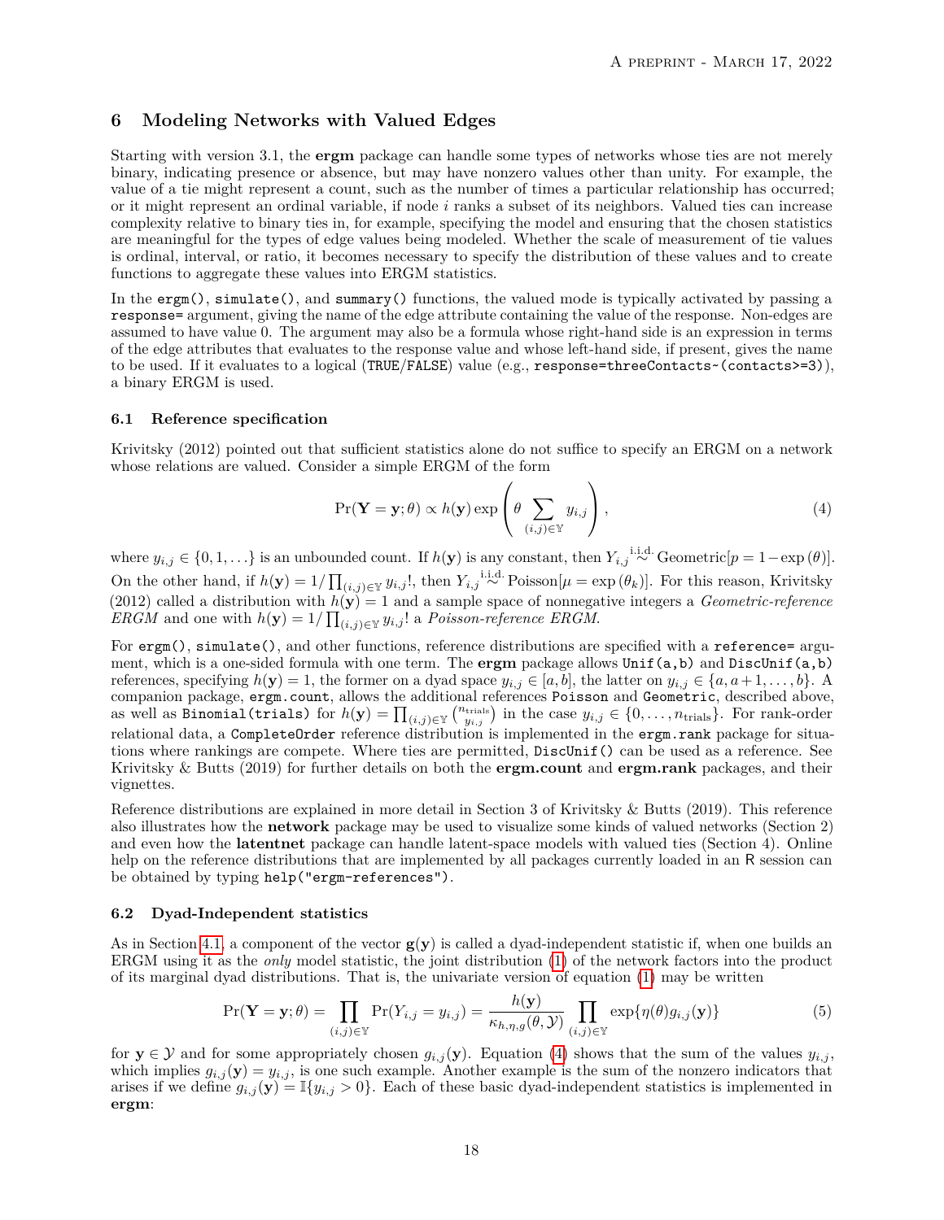## 6 Modeling Networks with Valued Edges

Starting with version 3.1, the **ergm** package can handle some types of networks whose ties are not merely binary, indicating presence or absence, but may have nonzero values other than unity. For example, the value of a tie might represent a count, such as the number of times a particular relationship has occurred; or it might represent an ordinal variable, if node $i$ ranks a subset of its neighbors. Valued ties can increase complexity relative to binary ties in, for example, specifying the model and ensuring that the chosen statistics are meaningful for the types of edge values being modeled. Whether the scale of measurement of tie values is ordinal, interval, or ratio, it becomes necessary to specify the distribution of these values and to create functions to aggregate these values into ERGM statistics.

In the `ergm()`, `simulate()`, and `summary()` functions, the valued mode is typically activated by passing a `response=` argument, giving the name of the edge attribute containing the value of the response. Non-edges are assumed to have value 0. The argument may also be a formula whose right-hand side is an expression in terms of the edge attributes that evaluates to the response value and whose left-hand side, if present, gives the name to be used. If it evaluates to a logical (`TRUE`/`FALSE`) value (e.g., `response=threeContacts~(contacts>=3)`), a binary ERGM is used.

### 6.1 Reference specification

Krivitsky (2012) pointed out that sufficient statistics alone do not suffice to specify an ERGM on a network whose relations are valued. Consider a simple ERGM of the form

$$\Pr(\mathbf{Y} = \mathbf{y}; \theta) \propto h(\mathbf{y}) \exp\left(\theta \sum_{(i,j)\in\mathbb{Y}} y_{i,j}\right), \tag{4}$$

where $y_{i,j} \in \{0, 1, \ldots\}$ is an unbounded count. If $h(\mathbf{y})$ is any constant, then $Y_{i,j} \overset{\text{i.i.d.}}{\sim} \text{Geometric}[p = 1 - \exp(\theta)]$. On the other hand, if $h(\mathbf{y}) = 1/\prod_{(i,j)\in\mathbb{Y}} y_{i,j}!$, then $Y_{i,j} \overset{\text{i.i.d.}}{\sim} \text{Poisson}[\mu = \exp(\theta_k)]$. For this reason, Krivitsky (2012) called a distribution with $h(\mathbf{y}) = 1$ and a sample space of nonnegative integers a *Geometric-reference ERGM* and one with $h(\mathbf{y}) = 1/\prod_{(i,j)\in\mathbb{Y}} y_{i,j}!$ a *Poisson-reference ERGM*.

For `ergm()`, `simulate()`, and other functions, reference distributions are specified with a `reference=` argument, which is a one-sided formula with one term. The **ergm** package allows `Unif(a,b)` and `DiscUnif(a,b)` references, specifying $h(\mathbf{y}) = 1$, the former on a dyad space $y_{i,j} \in [a, b]$, the latter on $y_{i,j} \in \{a, a+1, \ldots, b\}$. A companion package, `ergm.count`, allows the additional references `Poisson` and `Geometric`, described above, as well as `Binomial(trials)` for $h(\mathbf{y}) = \prod_{(i,j)\in\mathbb{Y}} \binom{n_\text{trials}}{y_{i,j}}$ in the case $y_{i,j} \in \{0, \ldots, n_\text{trials}\}$. For rank-order relational data, a `CompleteOrder` reference distribution is implemented in the `ergm.rank` package for situations where rankings are compete. Where ties are permitted, `DiscUnif()` can be used as a reference. See Krivitsky & Butts (2019) for further details on both the **ergm.count** and **ergm.rank** packages, and their vignettes.

Reference distributions are explained in more detail in Section 3 of Krivitsky & Butts (2019). This reference also illustrates how the **network** package may be used to visualize some kinds of valued networks (Section 2) and even how the **latentnet** package can handle latent-space models with valued ties (Section 4). Online help on the reference distributions that are implemented by all packages currently loaded in an R session can be obtained by typing `help("ergm-references")`.

### 6.2 Dyad-Independent statistics

As in Section 4.1, a component of the vector $\mathbf{g}(\mathbf{y})$ is called a dyad-independent statistic if, when one builds an ERGM using it as the *only* model statistic, the joint distribution (1) of the network factors into the product of its marginal dyad distributions. That is, the univariate version of equation (1) may be written

$$\Pr(\mathbf{Y} = \mathbf{y}; \theta) = \prod_{(i,j)\in\mathbb{Y}} \Pr(Y_{i,j} = y_{i,j}) = \frac{h(\mathbf{y})}{\kappa_{h,\eta,g}(\theta, \mathcal{Y})} \prod_{(i,j)\in\mathbb{Y}} \exp\{\eta(\theta) g_{i,j}(\mathbf{y})\} \tag{5}$$

for $\mathbf{y} \in \mathcal{Y}$ and for some appropriately chosen $g_{i,j}(\mathbf{y})$. Equation (4) shows that the sum of the values $y_{i,j}$, which implies $g_{i,j}(\mathbf{y}) = y_{i,j}$, is one such example. Another example is the sum of the nonzero indicators that arises if we define $g_{i,j}(\mathbf{y}) = \mathbb{I}\{y_{i,j} > 0\}$. Each of these basic dyad-independent statistics is implemented in **ergm**: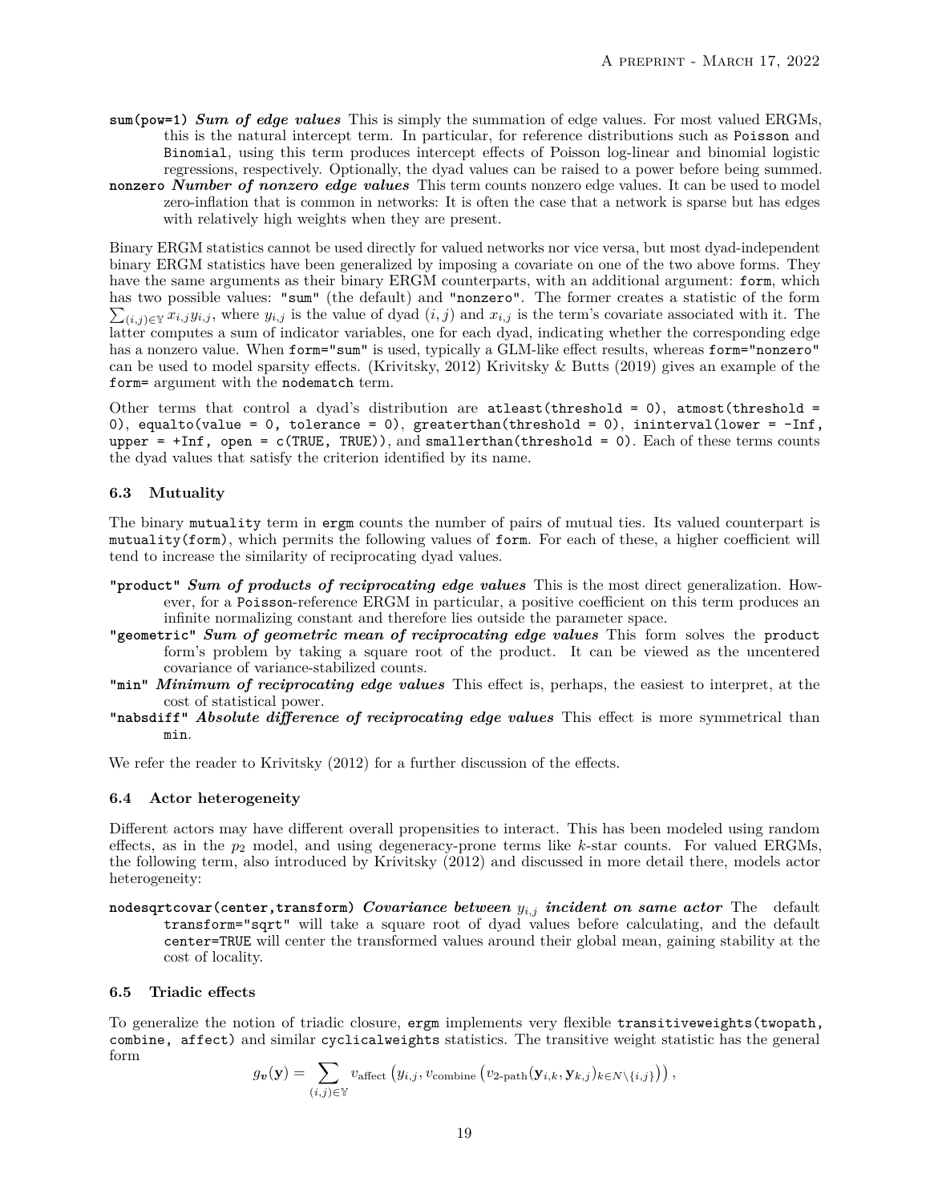`sum(pow=1)` ***Sum of edge values*** This is simply the summation of edge values. For most valued ERGMs, this is the natural intercept term. In particular, for reference distributions such as `Poisson` and `Binomial`, using this term produces intercept effects of Poisson log-linear and binomial logistic regressions, respectively. Optionally, the dyad values can be raised to a power before being summed.

`nonzero` ***Number of nonzero edge values*** This term counts nonzero edge values. It can be used to model zero-inflation that is common in networks: It is often the case that a network is sparse but has edges with relatively high weights when they are present.

Binary ERGM statistics cannot be used directly for valued networks nor vice versa, but most dyad-independent binary ERGM statistics have been generalized by imposing a covariate on one of the two above forms. They have the same arguments as their binary ERGM counterparts, with an additional argument: `form`, which has two possible values: `"sum"` (the default) and `"nonzero"`. The former creates a statistic of the form $\sum_{(i,j)\in\mathbb{Y}} x_{i,j} y_{i,j}$, where $y_{i,j}$ is the value of dyad $(i,j)$ and $x_{i,j}$ is the term's covariate associated with it. The latter computes a sum of indicator variables, one for each dyad, indicating whether the corresponding edge has a nonzero value. When `form="sum"` is used, typically a GLM-like effect results, whereas `form="nonzero"` can be used to model sparsity effects. (Krivitsky, 2012) Krivitsky & Butts (2019) gives an example of the `form=` argument with the `nodematch` term.

Other terms that control a dyad's distribution are `atleast(threshold = 0)`, `atmost(threshold = 0)`, `equalto(value = 0, tolerance = 0)`, `greaterthan(threshold = 0)`, `ininterval(lower = -Inf, upper = +Inf, open = c(TRUE, TRUE))`, and `smallerthan(threshold = 0)`. Each of these terms counts the dyad values that satisfy the criterion identified by its name.

### 6.3 Mutuality

The binary `mutuality` term in `ergm` counts the number of pairs of mutual ties. Its valued counterpart is `mutuality(form)`, which permits the following values of `form`. For each of these, a higher coefficient will tend to increase the similarity of reciprocating dyad values.

`"product"` ***Sum of products of reciprocating edge values*** This is the most direct generalization. However, for a `Poisson`-reference ERGM in particular, a positive coefficient on this term produces an infinite normalizing constant and therefore lies outside the parameter space.

`"geometric"` ***Sum of geometric mean of reciprocating edge values*** This form solves the `product` form's problem by taking a square root of the product. It can be viewed as the uncentered covariance of variance-stabilized counts.

`"min"` ***Minimum of reciprocating edge values*** This effect is, perhaps, the easiest to interpret, at the cost of statistical power.

`"nabsdiff"` ***Absolute difference of reciprocating edge values*** This effect is more symmetrical than `min`.

We refer the reader to Krivitsky (2012) for a further discussion of the effects.

### 6.4 Actor heterogeneity

Different actors may have different overall propensities to interact. This has been modeled using random effects, as in the $p_2$ model, and using degeneracy-prone terms like $k$-star counts. For valued ERGMs, the following term, also introduced by Krivitsky (2012) and discussed in more detail there, models actor heterogeneity:

`nodesqrtcovar(center,transform)` ***Covariance between $y_{i,j}$ incident on same actor*** The default `transform="sqrt"` will take a square root of dyad values before calculating, and the default `center=TRUE` will center the transformed values around their global mean, gaining stability at the cost of locality.

### 6.5 Triadic effects

To generalize the notion of triadic closure, `ergm` implements very flexible `transitiveweights(twopath, combine, affect)` and similar `cyclicalweights` statistics. The transitive weight statistic has the general form

$$g_{\boldsymbol{v}}(\mathbf{y}) = \sum_{(i,j)\in\mathbb{Y}} v_{\text{affect}}\left(y_{i,j}, v_{\text{combine}}\left(v_{\text{2-path}}(\mathbf{y}_{i,k}, \mathbf{y}_{k,j})_{k\in N\setminus\{i,j\}}\right)\right),$$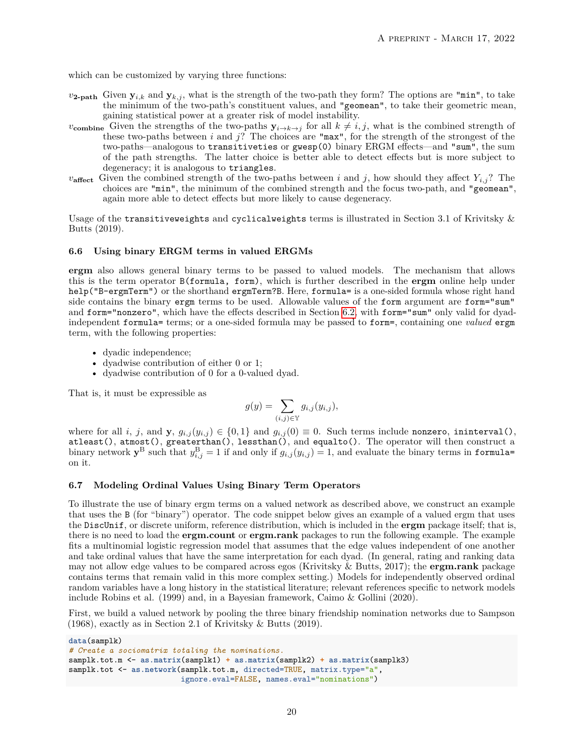which can be customized by varying three functions:

$v_{\textbf{2-path}}$ Given $\mathbf{y}_{i,k}$ and $\mathbf{y}_{k,j}$, what is the strength of the two-path they form? The options are `"min"`, to take the minimum of the two-path's constituent values, and `"geomean"`, to take their geometric mean, gaining statistical power at a greater risk of model instability.

$v_{\textbf{combine}}$ Given the strengths of the two-paths $\mathbf{y}_{i\to k\to j}$ for all $k \neq i, j$, what is the combined strength of these two-paths between $i$ and $j$? The choices are `"max"`, for the strength of the strongest of the two-paths—analogous to `transitiveties` or `gwesp(0)` binary ERGM effects—and `"sum"`, the sum of the path strengths. The latter choice is better able to detect effects but is more subject to degeneracy; it is analogous to `triangles`.

$v_{\textbf{affect}}$ Given the combined strength of the two-paths between $i$ and $j$, how should they affect $Y_{i,j}$? The choices are `"min"`, the minimum of the combined strength and the focus two-path, and `"geomean"`, again more able to detect effects but more likely to cause degeneracy.

Usage of the `transitiveweights` and `cyclicalweights` terms is illustrated in Section 3.1 of Krivitsky & Butts (2019).

### 6.6 Using binary ERGM terms in valued ERGMs

**ergm** also allows general binary terms to be passed to valued models. The mechanism that allows this is the term operator `B(formula, form)`, which is further described in the **ergm** online help under `help("B-ergmTerm")` or the shorthand `ergmTerm?B`. Here, `formula=` is a one-sided formula whose right hand side contains the binary `ergm` terms to be used. Allowable values of the `form` argument are `form="sum"` and `form="nonzero"`, which have the effects described in Section 6.2, with `form="sum"` only valid for dyad-independent `formula=` terms; or a one-sided formula may be passed to `form=`, containing one *valued* `ergm` term, with the following properties:

- dyadic independence;
- dyadwise contribution of either 0 or 1;
- dyadwise contribution of 0 for a 0-valued dyad.

That is, it must be expressible as

$$g(y) = \sum_{(i,j)\in\mathbb{Y}} g_{i,j}(y_{i,j}),$$

where for all $i$, $j$, and $\mathbf{y}$, $g_{i,j}(y_{i,j}) \in \{0,1\}$ and $g_{i,j}(0) \equiv 0$. Such terms include `nonzero`, `ininterval()`, `atleast()`, `atmost()`, `greaterthan()`, `lessthan()`, and `equalto()`. The operator will then construct a binary network $\mathbf{y}^{\mathrm{B}}$ such that $y^{\mathrm{B}}_{i,j} = 1$ if and only if $g_{i,j}(y_{i,j}) = 1$, and evaluate the binary terms in `formula=` on it.

### 6.7 Modeling Ordinal Values Using Binary Term Operators

To illustrate the use of binary ergm terms on a valued network as described above, we construct an example that uses the `B` (for "binary") operator. The code snippet below gives an example of a valued ergm that uses the `DiscUnif`, or discrete uniform, reference distribution, which is included in the **ergm** package itself; that is, there is no need to load the **ergm.count** or **ergm.rank** packages to run the following example. The example fits a multinomial logistic regression model that assumes that the edge values independent of one another and take ordinal values that have the same interpretation for each dyad. (In general, rating and ranking data may not allow edge values to be compared across egos (Krivitsky & Butts, 2017); the **ergm.rank** package contains terms that remain valid in this more complex setting.) Models for independently observed ordinal random variables have a long history in the statistical literature; relevant references specific to network models include Robins et al. (1999) and, in a Bayesian framework, Caimo & Gollini (2020).

First, we build a valued network by pooling the three binary friendship nomination networks due to Sampson (1968), exactly as in Section 2.1 of Krivitsky & Butts (2019).

```
data(samplk)
# Create a sociomatrix totaling the nominations.
samplk.tot.m <- as.matrix(samplk1) + as.matrix(samplk2) + as.matrix(samplk3)
samplk.tot <- as.network(samplk.tot.m, directed=TRUE, matrix.type="a",
                         ignore.eval=FALSE, names.eval="nominations")
```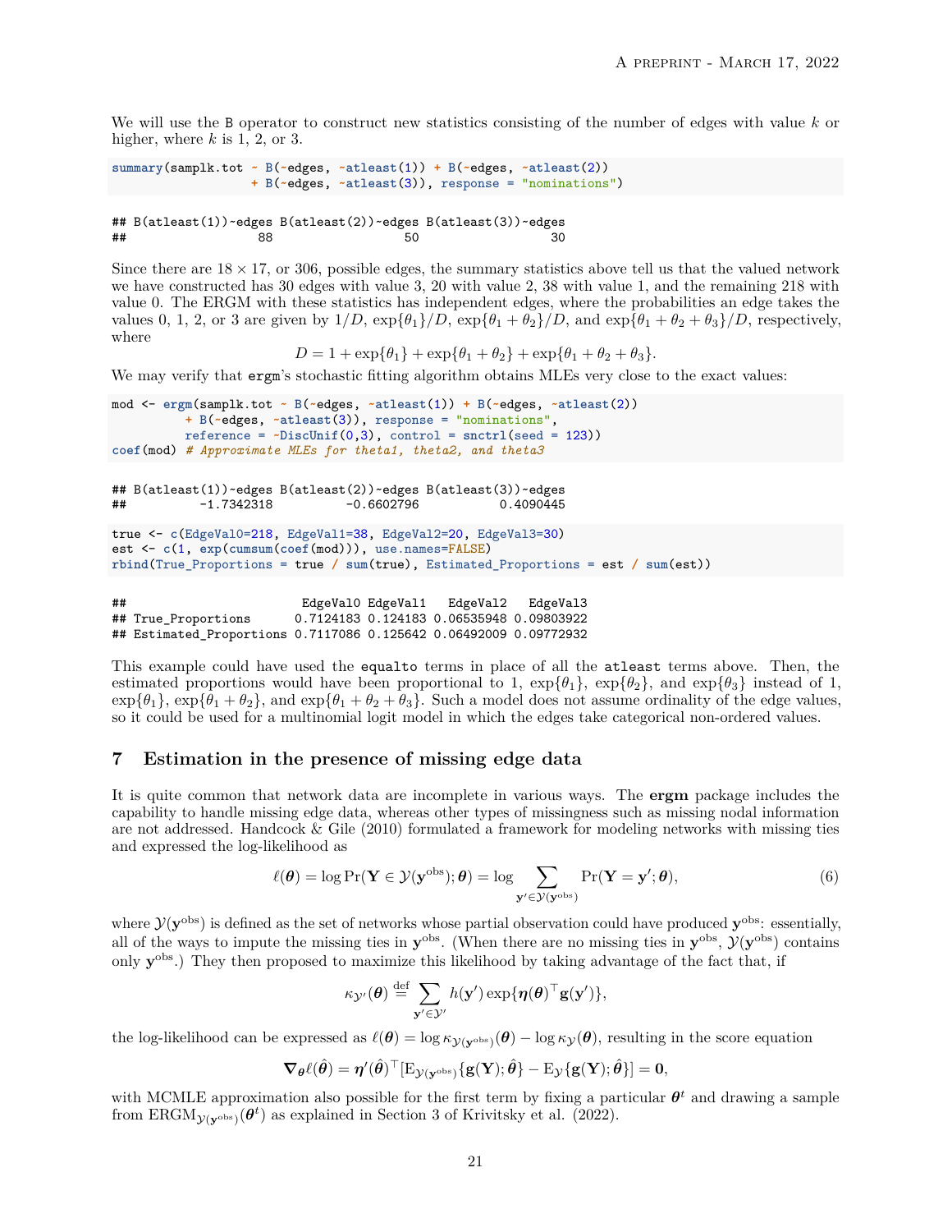We will use the `B` operator to construct new statistics consisting of the number of edges with value $k$ or higher, where $k$ is 1, 2, or 3.

```
summary(samplk.tot ~ B(~edges, ~atleast(1)) + B(~edges, ~atleast(2))
                    + B(~edges, ~atleast(3)), response = "nominations")
```

```
## B(atleast(1))~edges B(atleast(2))~edges B(atleast(3))~edges
##                  88                  50                  30
```

Since there are $18 \times 17$, or 306, possible edges, the summary statistics above tell us that the valued network we have constructed has 30 edges with value 3, 20 with value 2, 38 with value 1, and the remaining 218 with value 0. The ERGM with these statistics has independent edges, where the probabilities an edge takes the values 0, 1, 2, or 3 are given by $1/D$, $\exp\{\theta_1\}/D$, $\exp\{\theta_1 + \theta_2\}/D$, and $\exp\{\theta_1 + \theta_2 + \theta_3\}/D$, respectively, where

$$D = 1 + \exp\{\theta_1\} + \exp\{\theta_1 + \theta_2\} + \exp\{\theta_1 + \theta_2 + \theta_3\}.$$

We may verify that `ergm`'s stochastic fitting algorithm obtains MLEs very close to the exact values:

```
mod <- ergm(samplk.tot ~ B(~edges, ~atleast(1)) + B(~edges, ~atleast(2))
          + B(~edges, ~atleast(3)), response = "nominations",
          reference = ~DiscUnif(0,3), control = snctrl(seed = 123))
coef(mod) # Approximate MLEs for theta1, theta2, and theta3
```

```
## B(atleast(1))~edges B(atleast(2))~edges B(atleast(3))~edges
##          -1.7342318          -0.6602796           0.4090445
```

```
true <- c(EdgeVal0=218, EdgeVal1=38, EdgeVal2=20, EdgeVal3=30)
est <- c(1, exp(cumsum(coef(mod))), use.names=FALSE)
rbind(True_Proportions = true / sum(true), Estimated_Proportions = est / sum(est))
```

```
##                        EdgeVal0 EdgeVal1   EdgeVal2   EdgeVal3
## True_Proportions      0.7124183 0.124183 0.06535948 0.09803922
## Estimated_Proportions 0.7117086 0.125642 0.06492009 0.09772932
```

This example could have used the `equalto` terms in place of all the `atleast` terms above. Then, the estimated proportions would have been proportional to 1, $\exp\{\theta_1\}$, $\exp\{\theta_2\}$, and $\exp\{\theta_3\}$ instead of 1, $\exp\{\theta_1\}$, $\exp\{\theta_1 + \theta_2\}$, and $\exp\{\theta_1 + \theta_2 + \theta_3\}$. Such a model does not assume ordinality of the edge values, so it could be used for a multinomial logit model in which the edges take categorical non-ordered values.

## 7 Estimation in the presence of missing edge data

It is quite common that network data are incomplete in various ways. The **ergm** package includes the capability to handle missing edge data, whereas other types of missingness such as missing nodal information are not addressed. Handcock & Gile (2010) formulated a framework for modeling networks with missing ties and expressed the log-likelihood as

$$\ell(\boldsymbol{\theta}) = \log \Pr(\mathbf{Y} \in \mathcal{Y}(\mathbf{y}^{\text{obs}}); \boldsymbol{\theta}) = \log \sum_{\mathbf{y}' \in \mathcal{Y}(\mathbf{y}^{\text{obs}})} \Pr(\mathbf{Y} = \mathbf{y}'; \boldsymbol{\theta}), \tag{6}$$

where $\mathcal{Y}(\mathbf{y}^{\text{obs}})$ is defined as the set of networks whose partial observation could have produced $\mathbf{y}^{\text{obs}}$: essentially, all of the ways to impute the missing ties in $\mathbf{y}^{\text{obs}}$. (When there are no missing ties in $\mathbf{y}^{\text{obs}}$, $\mathcal{Y}(\mathbf{y}^{\text{obs}})$ contains only $\mathbf{y}^{\text{obs}}$.) They then proposed to maximize this likelihood by taking advantage of the fact that, if

$$\kappa_{\mathcal{Y}'}(\boldsymbol{\theta}) \stackrel{\text{def}}{=} \sum_{\mathbf{y}' \in \mathcal{Y}'} h(\mathbf{y}') \exp\{\boldsymbol{\eta}(\boldsymbol{\theta})^\top \mathbf{g}(\mathbf{y}')\},$$

the log-likelihood can be expressed as $\ell(\boldsymbol{\theta}) = \log \kappa_{\mathcal{Y}(\mathbf{y}^{\text{obs}})}(\boldsymbol{\theta}) - \log \kappa_{\mathcal{Y}}(\boldsymbol{\theta})$, resulting in the score equation

$$\boldsymbol{\nabla}_{\boldsymbol{\theta}} \ell(\hat{\boldsymbol{\theta}}) = \boldsymbol{\eta}'(\hat{\boldsymbol{\theta}})^\top [\mathrm{E}_{\mathcal{Y}(\mathbf{y}^{\text{obs}})}\{\mathbf{g}(\mathbf{Y}); \hat{\boldsymbol{\theta}}\} - \mathrm{E}_{\mathcal{Y}}\{\mathbf{g}(\mathbf{Y}); \hat{\boldsymbol{\theta}}\}] = \mathbf{0},$$

with MCMLE approximation also possible for the first term by fixing a particular $\boldsymbol{\theta}^t$ and drawing a sample from $\text{ERGM}_{\mathcal{Y}(\mathbf{y}^{\text{obs}})}(\boldsymbol{\theta}^t)$ as explained in Section 3 of Krivitsky et al. (2022).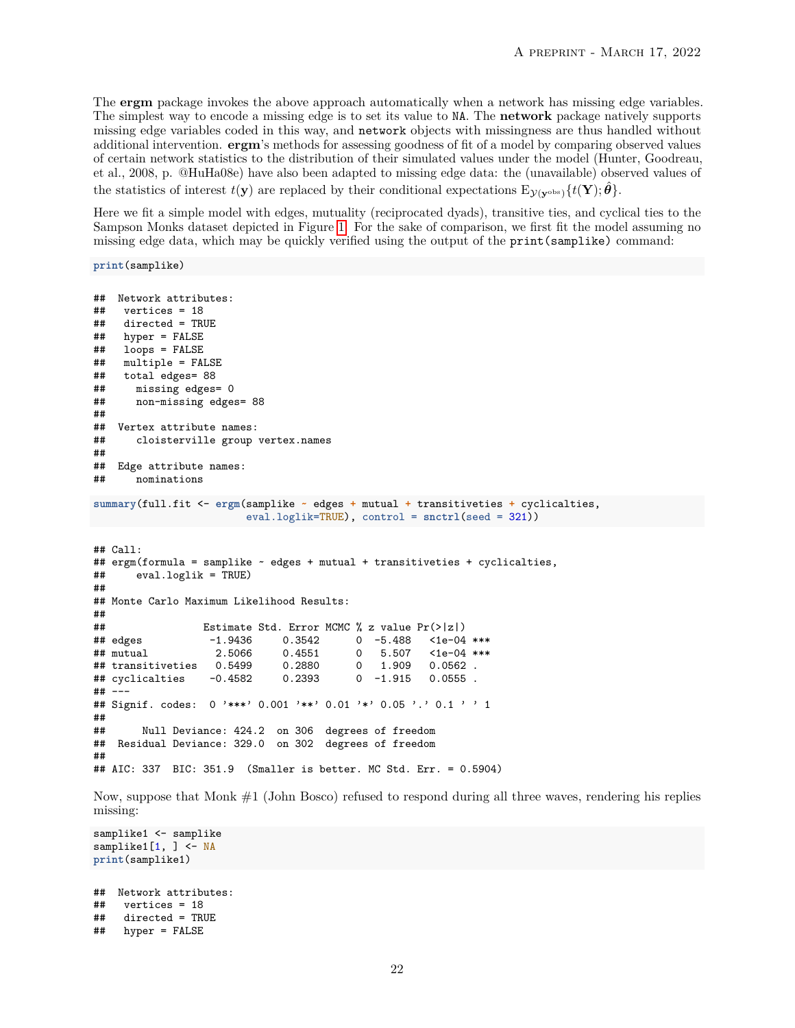The **ergm** package invokes the above approach automatically when a network has missing edge variables. The simplest way to encode a missing edge is to set its value to `NA`. The **network** package natively supports missing edge variables coded in this way, and `network` objects with missingness are thus handled without additional intervention. **ergm**'s methods for assessing goodness of fit of a model by comparing observed values of certain network statistics to the distribution of their simulated values under the model (Hunter, Goodreau, et al., 2008, p. @HuHa08e) have also been adapted to missing edge data: the (unavailable) observed values of the statistics of interest $t(\mathbf{y})$ are replaced by their conditional expectations $\mathrm{E}_{\mathcal{Y}(\mathbf{y}^{\text{obs}})}\{t(\mathbf{Y}); \hat{\boldsymbol{\theta}}\}$.

Here we fit a simple model with edges, mutuality (reciprocated dyads), transitive ties, and cyclical ties to the Sampson Monks dataset depicted in Figure 1. For the sake of comparison, we first fit the model assuming no missing edge data, which may be quickly verified using the output of the `print(samplike)` command:

```
print(samplike)
```

```
##  Network attributes:
##   vertices = 18
##   directed = TRUE
##   hyper = FALSE
##   loops = FALSE
##   multiple = FALSE
##   total edges= 88
##     missing edges= 0
##     non-missing edges= 88
##
##  Vertex attribute names:
##     cloisterville group vertex.names
##
##  Edge attribute names:
##     nominations
```

```
summary(full.fit <- ergm(samplike ~ edges + mutual + transitiveties + cyclicalties,
                         eval.loglik=TRUE), control = snctrl(seed = 321))
```

```
## Call:
## ergm(formula = samplike ~ edges + mutual + transitiveties + cyclicalties,
##     eval.loglik = TRUE)
##
## Monte Carlo Maximum Likelihood Results:
##
##                Estimate Std. Error MCMC % z value Pr(>|z|)
## edges           -1.9436     0.3542      0  -5.488   <1e-04 ***
## mutual           2.5066     0.4551      0   5.507   <1e-04 ***
## transitiveties   0.5499     0.2880      0   1.909   0.0562 .
## cyclicalties    -0.4582     0.2393      0  -1.915   0.0555 .
## ---
## Signif. codes:  0 '***' 0.001 '**' 0.01 '*' 0.05 '.' 0.1 ' ' 1
##
##      Null Deviance: 424.2  on 306  degrees of freedom
##  Residual Deviance: 329.0  on 302  degrees of freedom
##
## AIC: 337  BIC: 351.9  (Smaller is better. MC Std. Err. = 0.5904)
```

Now, suppose that Monk #1 (John Bosco) refused to respond during all three waves, rendering his replies missing:

```
samplike1 <- samplike
samplike1[1, ] <- NA
print(samplike1)
```

```
##  Network attributes:
##   vertices = 18
##   directed = TRUE
##   hyper = FALSE
```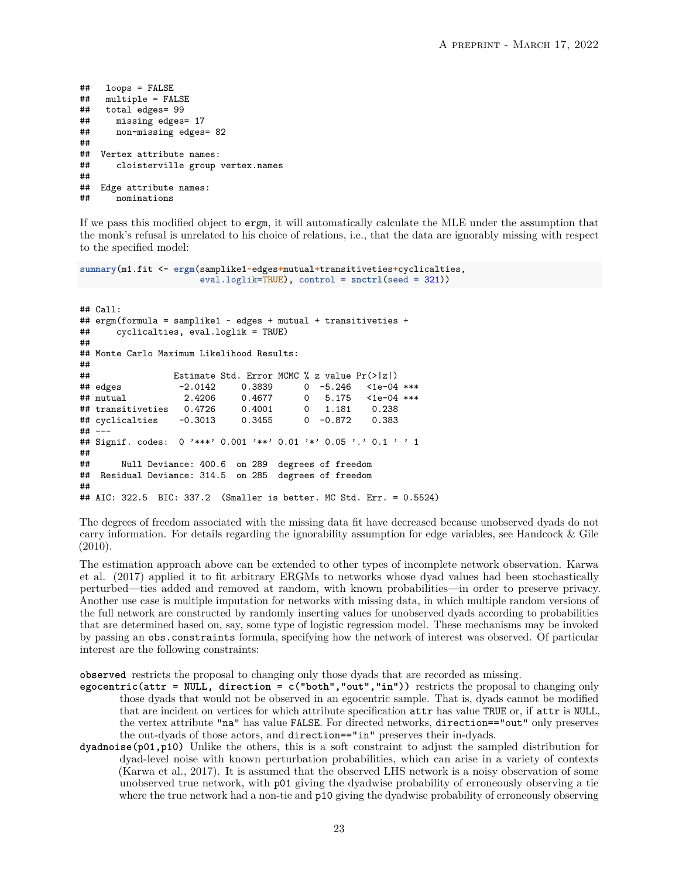```
##   loops = FALSE
##   multiple = FALSE
##   total edges= 99
##     missing edges= 17
##     non-missing edges= 82
##
##  Vertex attribute names:
##     cloisterville group vertex.names
##
##  Edge attribute names:
##     nominations
```

If we pass this modified object to `ergm`, it will automatically calculate the MLE under the assumption that the monk's refusal is unrelated to his choice of relations, i.e., that the data are ignorably missing with respect to the specified model:

```
summary(m1.fit <- ergm(samplike1~edges+mutual+transitiveties+cyclicalties,
                       eval.loglik=TRUE), control = snctrl(seed = 321))
```

```
## Call:
## ergm(formula = samplike1 ~ edges + mutual + transitiveties +
##     cyclicalties, eval.loglik = TRUE)
##
## Monte Carlo Maximum Likelihood Results:
##
##                Estimate Std. Error MCMC % z value Pr(>|z|)
## edges           -2.0142     0.3839      0  -5.246   <1e-04 ***
## mutual           2.4206     0.4677      0   5.175   <1e-04 ***
## transitiveties   0.4726     0.4001      0   1.181    0.238
## cyclicalties    -0.3013     0.3455      0  -0.872    0.383
## ---
## Signif. codes:  0 '***' 0.001 '**' 0.01 '*' 0.05 '.' 0.1 ' ' 1
##
##      Null Deviance: 400.6  on 289  degrees of freedom
##  Residual Deviance: 314.5  on 285  degrees of freedom
##
## AIC: 322.5  BIC: 337.2  (Smaller is better. MC Std. Err. = 0.5524)
```

The degrees of freedom associated with the missing data fit have decreased because unobserved dyads do not carry information. For details regarding the ignorability assumption for edge variables, see Handcock & Gile (2010).

The estimation approach above can be extended to other types of incomplete network observation. Karwa et al. (2017) applied it to fit arbitrary ERGMs to networks whose dyad values had been stochastically perturbed—ties added and removed at random, with known probabilities—in order to preserve privacy. Another use case is multiple imputation for networks with missing data, in which multiple random versions of the full network are constructed by randomly inserting values for unobserved dyads according to probabilities that are determined based on, say, some type of logistic regression model. These mechanisms may be invoked by passing an `obs.constraints` formula, specifying how the network of interest was observed. Of particular interest are the following constraints:

**`observed`** restricts the proposal to changing only those dyads that are recorded as missing.

**`egocentric(attr = NULL, direction = c("both","out","in"))`** restricts the proposal to changing only those dyads that would not be observed in an egocentric sample. That is, dyads cannot be modified that are incident on vertices for which attribute specification `attr` has value `TRUE` or, if `attr` is `NULL`, the vertex attribute `"na"` has value `FALSE`. For directed networks, `direction=="out"` only preserves the out-dyads of those actors, and `direction=="in"` preserves their in-dyads.

**`dyadnoise(p01,p10)`** Unlike the others, this is a soft constraint to adjust the sampled distribution for dyad-level noise with known perturbation probabilities, which can arise in a variety of contexts (Karwa et al., 2017). It is assumed that the observed LHS network is a noisy observation of some unobserved true network, with `p01` giving the dyadwise probability of erroneously observing a tie where the true network had a non-tie and `p10` giving the dyadwise probability of erroneously observing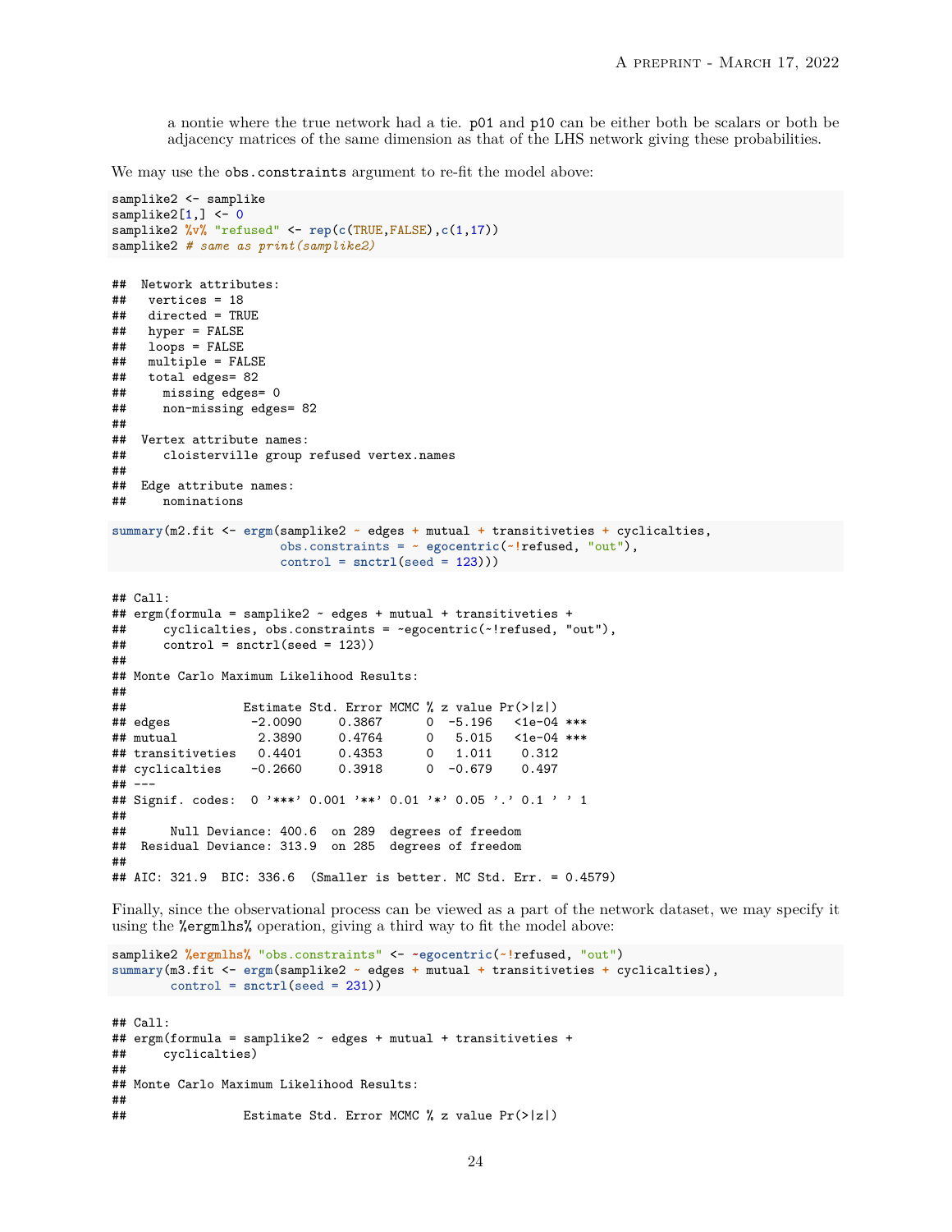a nontie where the true network had a tie. `p01` and `p10` can be either both be scalars or both be adjacency matrices of the same dimension as that of the LHS network giving these probabilities.

We may use the `obs.constraints` argument to re-fit the model above:

```
samplike2 <- samplike
samplike2[1,] <- 0
samplike2 %v% "refused" <- rep(c(TRUE,FALSE),c(1,17))
samplike2 # same as print(samplike2)
```

```
##  Network attributes:
##   vertices = 18
##   directed = TRUE
##   hyper = FALSE
##   loops = FALSE
##   multiple = FALSE
##   total edges= 82
##     missing edges= 0
##     non-missing edges= 82
##
##  Vertex attribute names:
##     cloisterville group refused vertex.names
##
##  Edge attribute names:
##     nominations
```

```
summary(m2.fit <- ergm(samplike2 ~ edges + mutual + transitiveties + cyclicalties,
                       obs.constraints = ~ egocentric(~!refused, "out"),
                       control = snctrl(seed = 123)))
```

```
## Call:
## ergm(formula = samplike2 ~ edges + mutual + transitiveties +
##     cyclicalties, obs.constraints = ~egocentric(~!refused, "out"),
##     control = snctrl(seed = 123))
##
## Monte Carlo Maximum Likelihood Results:
##
##                Estimate Std. Error MCMC % z value Pr(>|z|)
## edges           -2.0090     0.3867      0  -5.196   <1e-04 ***
## mutual           2.3890     0.4764      0   5.015   <1e-04 ***
## transitiveties   0.4401     0.4353      0   1.011    0.312
## cyclicalties    -0.2660     0.3918      0  -0.679    0.497
## ---
## Signif. codes:  0 '***' 0.001 '**' 0.01 '*' 0.05 '.' 0.1 ' ' 1
##
##      Null Deviance: 400.6  on 289  degrees of freedom
##  Residual Deviance: 313.9  on 285  degrees of freedom
##
## AIC: 321.9  BIC: 336.6  (Smaller is better. MC Std. Err. = 0.4579)
```

Finally, since the observational process can be viewed as a part of the network dataset, we may specify it using the `%ergmlhs%` operation, giving a third way to fit the model above:

```
samplike2 %ergmlhs% "obs.constraints" <- ~egocentric(~!refused, "out")
summary(m3.fit <- ergm(samplike2 ~ edges + mutual + transitiveties + cyclicalties),
        control = snctrl(seed = 231))
```

```
## Call:
## ergm(formula = samplike2 ~ edges + mutual + transitiveties +
##     cyclicalties)
##
## Monte Carlo Maximum Likelihood Results:
##
##                Estimate Std. Error MCMC % z value Pr(>|z|)
```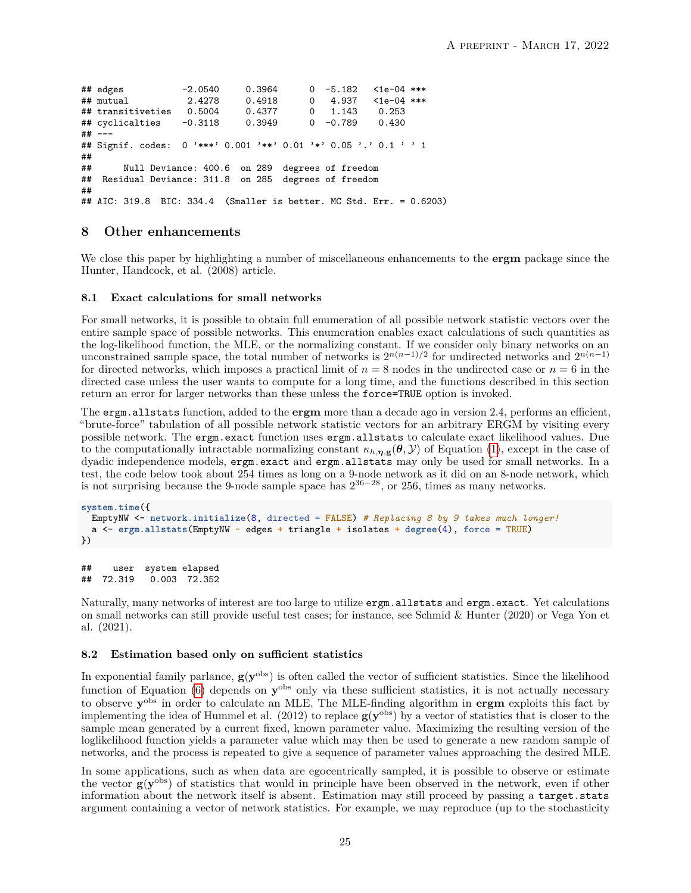```
## edges           -2.0540     0.3964      0  -5.182   <1e-04 ***
## mutual           2.4278     0.4918      0   4.937   <1e-04 ***
## transitiveties   0.5004     0.4377      0   1.143    0.253
## cyclicalties    -0.3118     0.3949      0  -0.789    0.430
## ---
## Signif. codes:  0 '***' 0.001 '**' 0.01 '*' 0.05 '.' 0.1 ' ' 1
##
##      Null Deviance: 400.6  on 289  degrees of freedom
##  Residual Deviance: 311.8  on 285  degrees of freedom
##
## AIC: 319.8  BIC: 334.4  (Smaller is better. MC Std. Err. = 0.6203)
```

## 8 Other enhancements

We close this paper by highlighting a number of miscellaneous enhancements to the **ergm** package since the Hunter, Handcock, et al. (2008) article.

### 8.1 Exact calculations for small networks

For small networks, it is possible to obtain full enumeration of all possible network statistic vectors over the entire sample space of possible networks. This enumeration enables exact calculations of such quantities as the log-likelihood function, the MLE, or the normalizing constant. If we consider only binary networks on an unconstrained sample space, the total number of networks is $2^{n(n-1)/2}$ for undirected networks and $2^{n(n-1)}$ for directed networks, which imposes a practical limit of $n = 8$ nodes in the undirected case or $n = 6$ in the directed case unless the user wants to compute for a long time, and the functions described in this section return an error for larger networks than these unless the `force=TRUE` option is invoked.

The `ergm.allstats` function, added to the **ergm** more than a decade ago in version 2.4, performs an efficient, "brute-force" tabulation of all possible network statistic vectors for an arbitrary ERGM by visiting every possible network. The `ergm.exact` function uses `ergm.allstats` to calculate exact likelihood values. Due to the computationally intractable normalizing constant $\kappa_{h,\boldsymbol{\eta},\mathbf{g}}(\boldsymbol{\theta}, \mathcal{Y})$ of Equation (1), except in the case of dyadic independence models, `ergm.exact` and `ergm.allstats` may only be used for small networks. In a test, the code below took about 254 times as long on a 9-node network as it did on an 8-node network, which is not surprising because the 9-node sample space has $2^{36-28}$, or 256, times as many networks.

```
system.time({
  EmptyNW <- network.initialize(8, directed = FALSE) # Replacing 8 by 9 takes much longer!
  a <- ergm.allstats(EmptyNW ~ edges + triangle + isolates + degree(4), force = TRUE)
})
```

```
##    user  system elapsed
##  72.319   0.003  72.352
```

Naturally, many networks of interest are too large to utilize `ergm.allstats` and `ergm.exact`. Yet calculations on small networks can still provide useful test cases; for instance, see Schmid & Hunter (2020) or Vega Yon et al. (2021).

### 8.2 Estimation based only on sufficient statistics

In exponential family parlance, $\mathbf{g}(\mathbf{y}^{\text{obs}})$ is often called the vector of sufficient statistics. Since the likelihood function of Equation (6) depends on $\mathbf{y}^{\text{obs}}$ only via these sufficient statistics, it is not actually necessary to observe $\mathbf{y}^{\text{obs}}$ in order to calculate an MLE. The MLE-finding algorithm in **ergm** exploits this fact by implementing the idea of Hummel et al. (2012) to replace $\mathbf{g}(\mathbf{y}^{\text{obs}})$ by a vector of statistics that is closer to the sample mean generated by a current fixed, known parameter value. Maximizing the resulting version of the loglikelihood function yields a parameter value which may then be used to generate a new random sample of networks, and the process is repeated to give a sequence of parameter values approaching the desired MLE.

In some applications, such as when data are egocentrically sampled, it is possible to observe or estimate the vector $\mathbf{g}(\mathbf{y}^{\text{obs}})$ of statistics that would in principle have been observed in the network, even if other information about the network itself is absent. Estimation may still proceed by passing a `target.stats` argument containing a vector of network statistics. For example, we may reproduce (up to the stochasticity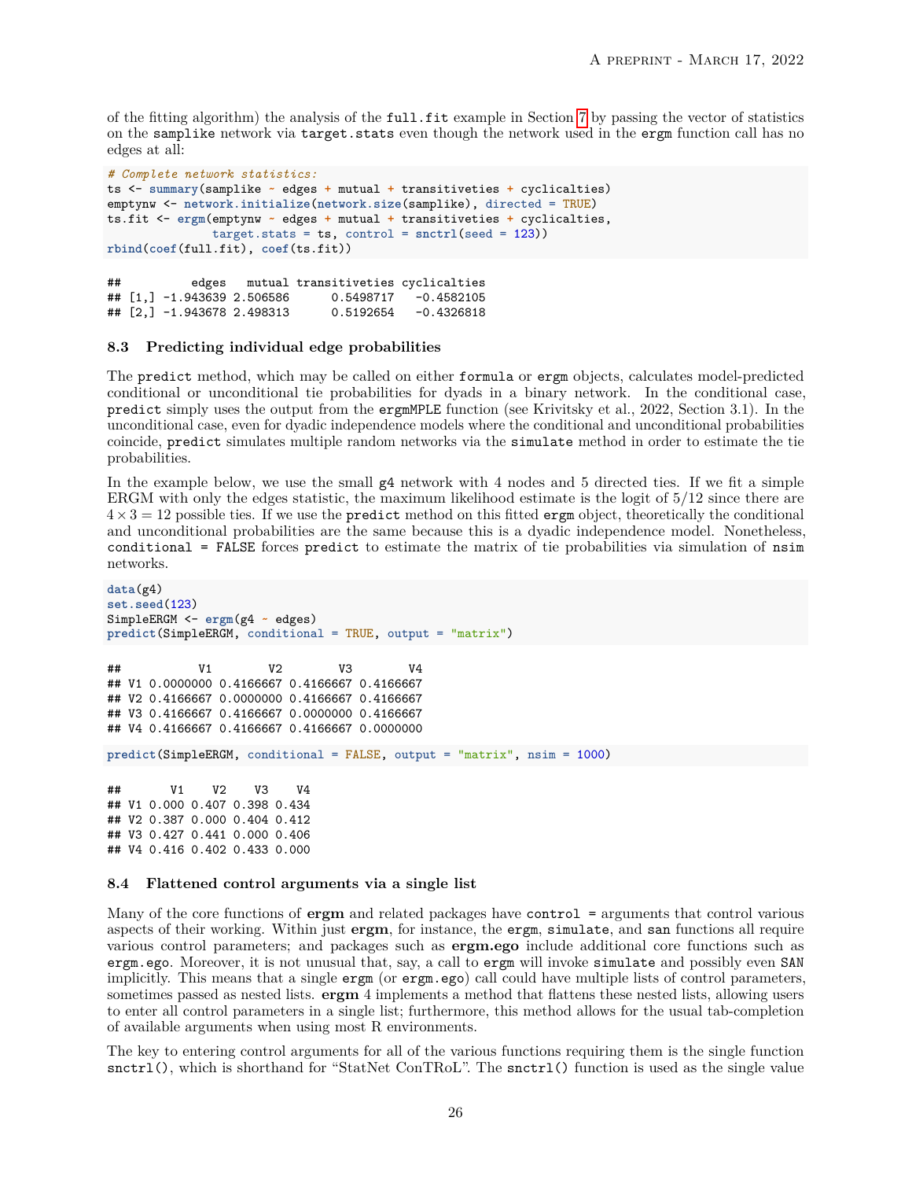of the fitting algorithm) the analysis of the `full.fit` example in Section 7 by passing the vector of statistics on the `samplike` network via `target.stats` even though the network used in the `ergm` function call has no edges at all:

```
# Complete network statistics:
ts <- summary(samplike ~ edges + mutual + transitiveties + cyclicalties)
emptynw <- network.initialize(network.size(samplike), directed = TRUE)
ts.fit <- ergm(emptynw ~ edges + mutual + transitiveties + cyclicalties,
               target.stats = ts, control = snctrl(seed = 123))
rbind(coef(full.fit), coef(ts.fit))
```

```
##          edges   mutual transitiveties cyclicalties
## [1,] -1.943639 2.506586      0.5498717   -0.4582105
## [2,] -1.943678 2.498313      0.5192654   -0.4326818
```

### 8.3 Predicting individual edge probabilities

The `predict` method, which may be called on either `formula` or `ergm` objects, calculates model-predicted conditional or unconditional tie probabilities for dyads in a binary network. In the conditional case, `predict` simply uses the output from the `ergmMPLE` function (see Krivitsky et al., 2022, Section 3.1). In the unconditional case, even for dyadic independence models where the conditional and unconditional probabilities coincide, `predict` simulates multiple random networks via the `simulate` method in order to estimate the tie probabilities.

In the example below, we use the small `g4` network with 4 nodes and 5 directed ties. If we fit a simple ERGM with only the edges statistic, the maximum likelihood estimate is the logit of $5/12$ since there are $4 \times 3 = 12$ possible ties. If we use the `predict` method on this fitted `ergm` object, theoretically the conditional and unconditional probabilities are the same because this is a dyadic independence model. Nonetheless, `conditional = FALSE` forces `predict` to estimate the matrix of tie probabilities via simulation of `nsim` networks.

```
data(g4)
set.seed(123)
SimpleERGM <- ergm(g4 ~ edges)
predict(SimpleERGM, conditional = TRUE, output = "matrix")
```

```
##           V1        V2        V3        V4
## V1 0.0000000 0.4166667 0.4166667 0.4166667
## V2 0.4166667 0.0000000 0.4166667 0.4166667
## V3 0.4166667 0.4166667 0.0000000 0.4166667
## V4 0.4166667 0.4166667 0.4166667 0.0000000
```

```
predict(SimpleERGM, conditional = FALSE, output = "matrix", nsim = 1000)
```

```
##       V1    V2    V3    V4
## V1 0.000 0.407 0.398 0.434
## V2 0.387 0.000 0.404 0.412
## V3 0.427 0.441 0.000 0.406
## V4 0.416 0.402 0.433 0.000
```

### 8.4 Flattened control arguments via a single list

Many of the core functions of **ergm** and related packages have `control =` arguments that control various aspects of their working. Within just **ergm**, for instance, the `ergm`, `simulate`, and `san` functions all require various control parameters; and packages such as **ergm.ego** include additional core functions such as `ergm.ego`. Moreover, it is not unusual that, say, a call to `ergm` will invoke `simulate` and possibly even `SAN` implicitly. This means that a single `ergm` (or `ergm.ego`) call could have multiple lists of control parameters, sometimes passed as nested lists. **ergm** 4 implements a method that flattens these nested lists, allowing users to enter all control parameters in a single list; furthermore, this method allows for the usual tab-completion of available arguments when using most R environments.

The key to entering control arguments for all of the various functions requiring them is the single function `snctrl()`, which is shorthand for "StatNet ConTRoL". The `snctrl()` function is used as the single value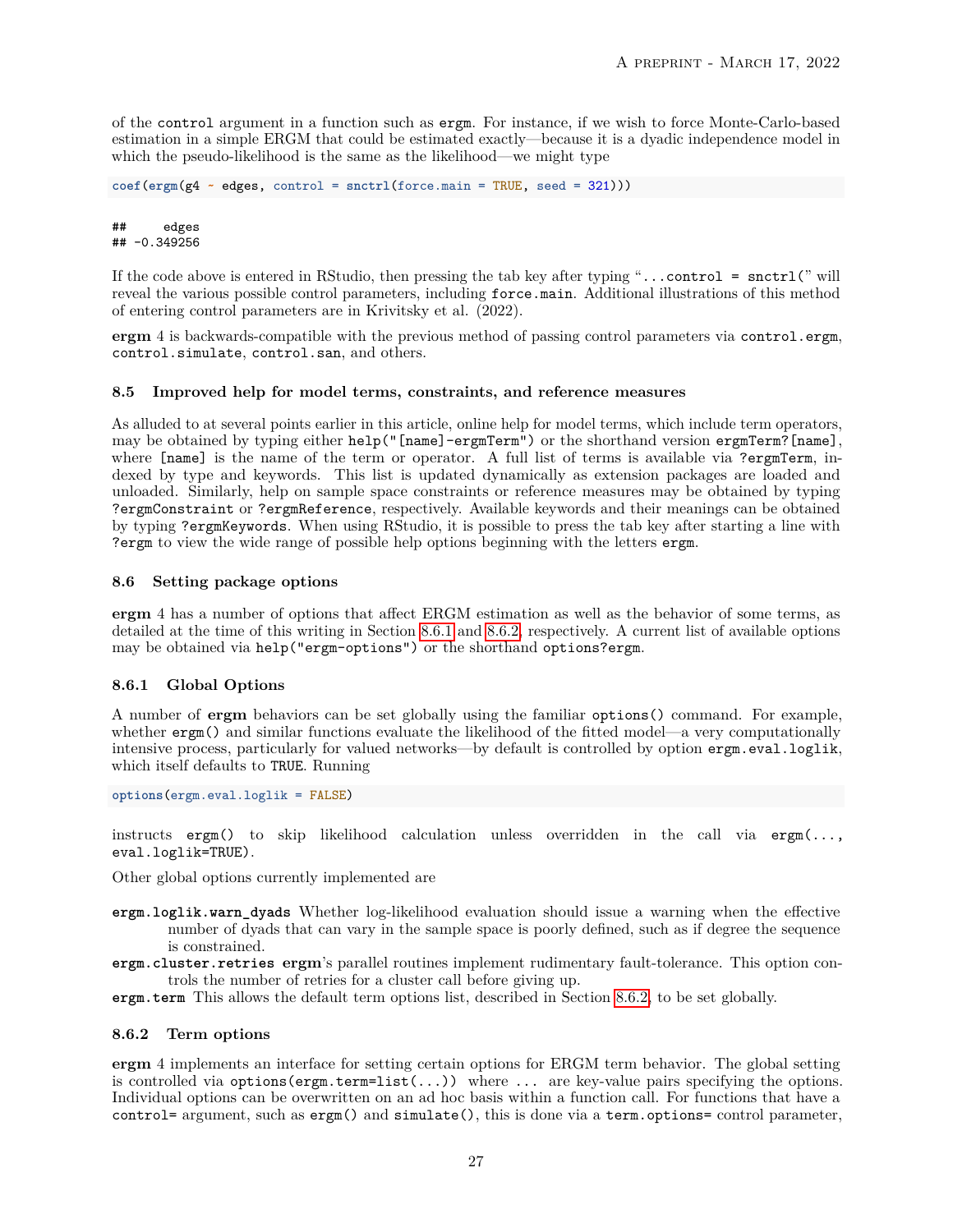of the `control` argument in a function such as `ergm`. For instance, if we wish to force Monte-Carlo-based estimation in a simple ERGM that could be estimated exactly—because it is a dyadic independence model in which the pseudo-likelihood is the same as the likelihood—we might type

```
coef(ergm(g4 ~ edges, control = snctrl(force.main = TRUE, seed = 321)))
```

```
##     edges
## -0.349256
```

If the code above is entered in RStudio, then pressing the tab key after typing "`...control = snctrl(`" will reveal the various possible control parameters, including `force.main`. Additional illustrations of this method of entering control parameters are in Krivitsky et al. (2022).

**ergm** 4 is backwards-compatible with the previous method of passing control parameters via `control.ergm`, `control.simulate`, `control.san`, and others.

### 8.5 Improved help for model terms, constraints, and reference measures

As alluded to at several points earlier in this article, online help for model terms, which include term operators, may be obtained by typing either `help("[name]-ergmTerm")` or the shorthand version `ergmTerm?[name]`, where `[name]` is the name of the term or operator. A full list of terms is available via `?ergmTerm`, indexed by type and keywords. This list is updated dynamically as extension packages are loaded and unloaded. Similarly, help on sample space constraints or reference measures may be obtained by typing `?ergmConstraint` or `?ergmReference`, respectively. Available keywords and their meanings can be obtained by typing `?ergmKeywords`. When using RStudio, it is possible to press the tab key after starting a line with `?ergm` to view the wide range of possible help options beginning with the letters `ergm`.

### 8.6 Setting package options

**ergm** 4 has a number of options that affect ERGM estimation as well as the behavior of some terms, as detailed at the time of this writing in Section 8.6.1 and 8.6.2, respectively. A current list of available options may be obtained via `help("ergm-options")` or the shorthand `options?ergm`.

#### 8.6.1 Global Options

A number of **ergm** behaviors can be set globally using the familiar `options()` command. For example, whether `ergm()` and similar functions evaluate the likelihood of the fitted model—a very computationally intensive process, particularly for valued networks—by default is controlled by option `ergm.eval.loglik`, which itself defaults to `TRUE`. Running

```
options(ergm.eval.loglik = FALSE)
```

instructs `ergm()` to skip likelihood calculation unless overridden in the call via `ergm(..., eval.loglik=TRUE)`.

Other global options currently implemented are

- **`ergm.loglik.warn_dyads`** Whether log-likelihood evaluation should issue a warning when the effective number of dyads that can vary in the sample space is poorly defined, such as if degree the sequence is constrained.
- **`ergm.cluster.retries`** **ergm**'s parallel routines implement rudimentary fault-tolerance. This option controls the number of retries for a cluster call before giving up.
- **`ergm.term`** This allows the default term options list, described in Section 8.6.2, to be set globally.

#### 8.6.2 Term options

**ergm** 4 implements an interface for setting certain options for ERGM term behavior. The global setting is controlled via `options(ergm.term=list(...))` where `...` are key-value pairs specifying the options. Individual options can be overwritten on an ad hoc basis within a function call. For functions that have a `control=` argument, such as `ergm()` and `simulate()`, this is done via a `term.options=` control parameter,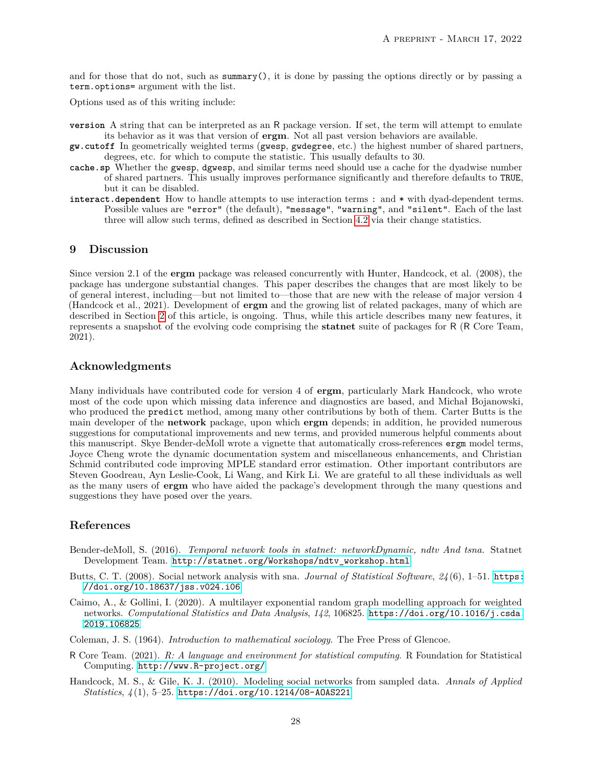and for those that do not, such as `summary()`, it is done by passing the options directly or by passing a `term.options=` argument with the list.

Options used as of this writing include:

**`version`** A string that can be interpreted as an R package version. If set, the term will attempt to emulate its behavior as it was that version of **ergm**. Not all past version behaviors are available.

**`gw.cutoff`** In geometrically weighted terms (`gwesp`, `gwdegree`, etc.) the highest number of shared partners, degrees, etc. for which to compute the statistic. This usually defaults to 30.

**`cache.sp`** Whether the `gwesp`, `dgwesp`, and similar terms need should use a cache for the dyadwise number of shared partners. This usually improves performance significantly and therefore defaults to `TRUE`, but it can be disabled.

**`interact.dependent`** How to handle attempts to use interaction terms `:` and `*` with dyad-dependent terms. Possible values are `"error"` (the default), `"message"`, `"warning"`, and `"silent"`. Each of the last three will allow such terms, defined as described in Section 4.2 via their change statistics.

## 9 Discussion

Since version 2.1 of the **ergm** package was released concurrently with Hunter, Handcock, et al. (2008), the package has undergone substantial changes. This paper describes the changes that are most likely to be of general interest, including—but not limited to—those that are new with the release of major version 4 (Handcock et al., 2021). Development of **ergm** and the growing list of related packages, many of which are described in Section 2 of this article, is ongoing. Thus, while this article describes many new features, it represents a snapshot of the evolving code comprising the **statnet** suite of packages for R (R Core Team, 2021).

## Acknowledgments

Many individuals have contributed code for version 4 of **ergm**, particularly Mark Handcock, who wrote most of the code upon which missing data inference and diagnostics are based, and Michał Bojanowski, who produced the `predict` method, among many other contributions by both of them. Carter Butts is the main developer of the **network** package, upon which **ergm** depends; in addition, he provided numerous suggestions for computational improvements and new terms, and provided numerous helpful comments about this manuscript. Skye Bender-deMoll wrote a vignette that automatically cross-references `ergm` model terms, Joyce Cheng wrote the dynamic documentation system and miscellaneous enhancements, and Christian Schmid contributed code improving MPLE standard error estimation. Other important contributors are Steven Goodreau, Ayn Leslie-Cook, Li Wang, and Kirk Li. We are grateful to all these individuals as well as the many users of **ergm** who have aided the package's development through the many questions and suggestions they have posed over the years.

## References

Bender-deMoll, S. (2016). *Temporal network tools in statnet: networkDynamic, ndtv And tsna*. Statnet Development Team. http://statnet.org/Workshops/ndtv_workshop.html

Butts, C. T. (2008). Social network analysis with sna. *Journal of Statistical Software*, *24*(6), 1–51. https://doi.org/10.18637/jss.v024.i06

Caimo, A., & Gollini, I. (2020). A multilayer exponential random graph modelling approach for weighted networks. *Computational Statistics and Data Analysis*, *142*, 106825. https://doi.org/10.1016/j.csda.2019.106825

Coleman, J. S. (1964). *Introduction to mathematical sociology*. The Free Press of Glencoe.

R Core Team. (2021). *R: A language and environment for statistical computing*. R Foundation for Statistical Computing. http://www.R-project.org/

Handcock, M. S., & Gile, K. J. (2010). Modeling social networks from sampled data. *Annals of Applied Statistics*, *4*(1), 5–25. https://doi.org/10.1214/08-AOAS221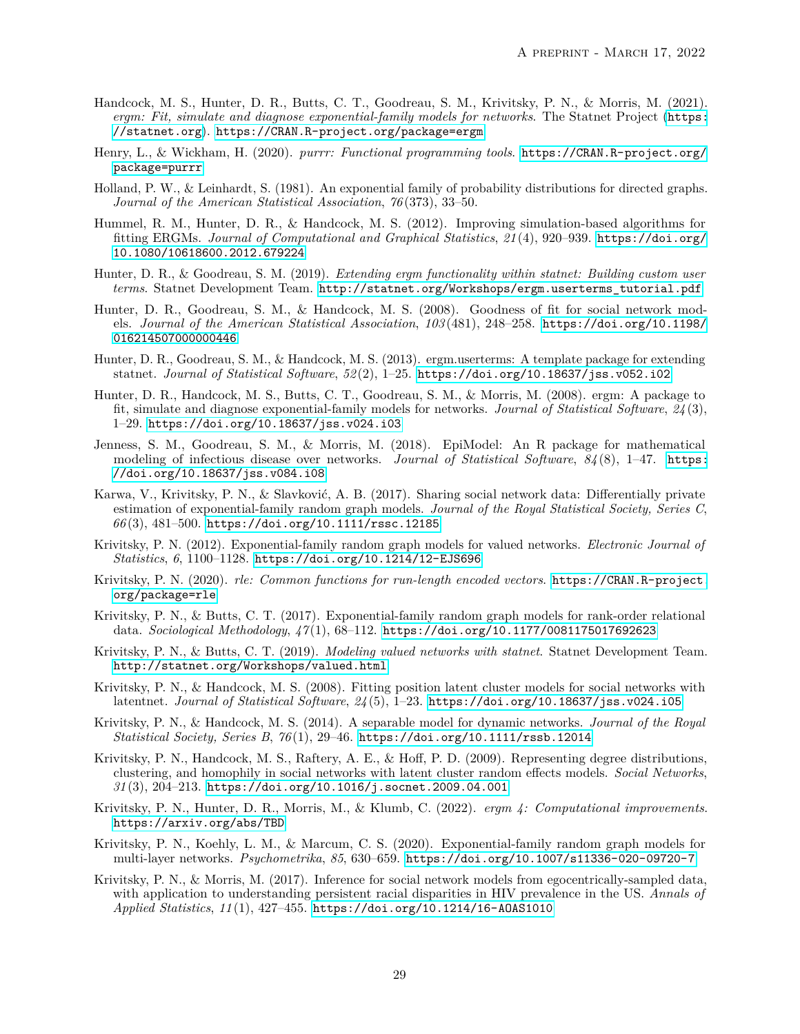Handcock, M. S., Hunter, D. R., Butts, C. T., Goodreau, S. M., Krivitsky, P. N., & Morris, M. (2021). *ergm: Fit, simulate and diagnose exponential-family models for networks*. The Statnet Project (https://statnet.org). https://CRAN.R-project.org/package=ergm

Henry, L., & Wickham, H. (2020). *purrr: Functional programming tools*. https://CRAN.R-project.org/package=purrr

Holland, P. W., & Leinhardt, S. (1981). An exponential family of probability distributions for directed graphs. *Journal of the American Statistical Association*, *76*(373), 33–50.

Hummel, R. M., Hunter, D. R., & Handcock, M. S. (2012). Improving simulation-based algorithms for fitting ERGMs. *Journal of Computational and Graphical Statistics*, *21*(4), 920–939. https://doi.org/10.1080/10618600.2012.679224

Hunter, D. R., & Goodreau, S. M. (2019). *Extending ergm functionality within statnet: Building custom user terms*. Statnet Development Team. http://statnet.org/Workshops/ergm.userterms_tutorial.pdf

Hunter, D. R., Goodreau, S. M., & Handcock, M. S. (2008). Goodness of fit for social network models. *Journal of the American Statistical Association*, *103*(481), 248–258. https://doi.org/10.1198/016214507000000446

Hunter, D. R., Goodreau, S. M., & Handcock, M. S. (2013). ergm.userterms: A template package for extending statnet. *Journal of Statistical Software*, *52*(2), 1–25. https://doi.org/10.18637/jss.v052.i02

Hunter, D. R., Handcock, M. S., Butts, C. T., Goodreau, S. M., & Morris, M. (2008). ergm: A package to fit, simulate and diagnose exponential-family models for networks. *Journal of Statistical Software*, *24*(3), 1–29. https://doi.org/10.18637/jss.v024.i03

Jenness, S. M., Goodreau, S. M., & Morris, M. (2018). EpiModel: An R package for mathematical modeling of infectious disease over networks. *Journal of Statistical Software*, *84*(8), 1–47. https://doi.org/10.18637/jss.v084.i08

Karwa, V., Krivitsky, P. N., & Slavković, A. B. (2017). Sharing social network data: Differentially private estimation of exponential-family random graph models. *Journal of the Royal Statistical Society, Series C*, *66*(3), 481–500. https://doi.org/10.1111/rssc.12185

Krivitsky, P. N. (2012). Exponential-family random graph models for valued networks. *Electronic Journal of Statistics*, *6*, 1100–1128. https://doi.org/10.1214/12-EJS696

Krivitsky, P. N. (2020). *rle: Common functions for run-length encoded vectors*. https://CRAN.R-project.org/package=rle

Krivitsky, P. N., & Butts, C. T. (2017). Exponential-family random graph models for rank-order relational data. *Sociological Methodology*, *47*(1), 68–112. https://doi.org/10.1177/0081175017692623

Krivitsky, P. N., & Butts, C. T. (2019). *Modeling valued networks with statnet*. Statnet Development Team. http://statnet.org/Workshops/valued.html

Krivitsky, P. N., & Handcock, M. S. (2008). Fitting position latent cluster models for social networks with latentnet. *Journal of Statistical Software*, *24*(5), 1–23. https://doi.org/10.18637/jss.v024.i05

Krivitsky, P. N., & Handcock, M. S. (2014). A separable model for dynamic networks. *Journal of the Royal Statistical Society, Series B*, *76*(1), 29–46. https://doi.org/10.1111/rssb.12014

Krivitsky, P. N., Handcock, M. S., Raftery, A. E., & Hoff, P. D. (2009). Representing degree distributions, clustering, and homophily in social networks with latent cluster random effects models. *Social Networks*, *31*(3), 204–213. https://doi.org/10.1016/j.socnet.2009.04.001

Krivitsky, P. N., Hunter, D. R., Morris, M., & Klumb, C. (2022). *ergm 4: Computational improvements*. https://arxiv.org/abs/TBD

Krivitsky, P. N., Koehly, L. M., & Marcum, C. S. (2020). Exponential-family random graph models for multi-layer networks. *Psychometrika*, *85*, 630–659. https://doi.org/10.1007/s11336-020-09720-7

Krivitsky, P. N., & Morris, M. (2017). Inference for social network models from egocentrically-sampled data, with application to understanding persistent racial disparities in HIV prevalence in the US. *Annals of Applied Statistics*, *11*(1), 427–455. https://doi.org/10.1214/16-AOAS1010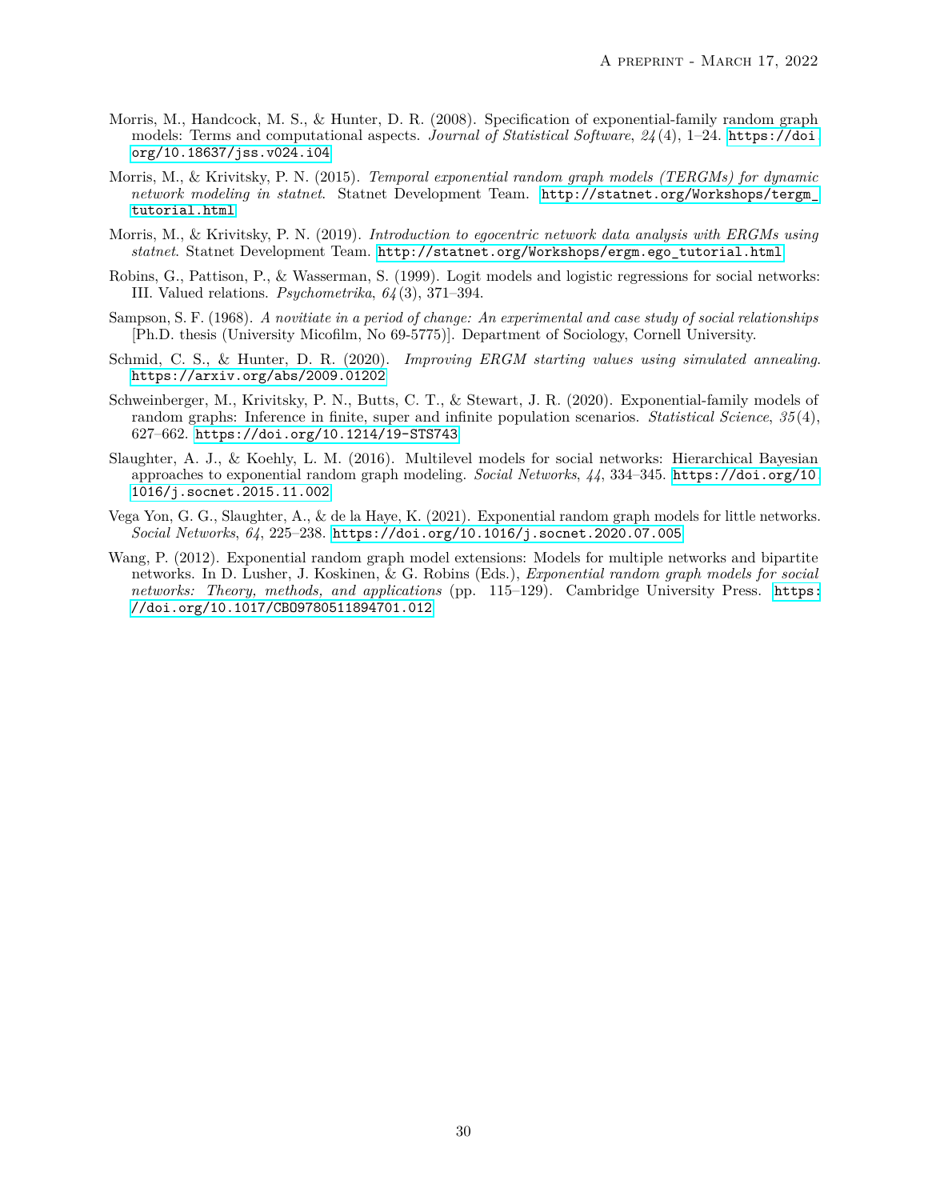Morris, M., Handcock, M. S., & Hunter, D. R. (2008). Specification of exponential-family random graph models: Terms and computational aspects. *Journal of Statistical Software*, *24*(4), 1–24. https://doi.org/10.18637/jss.v024.i04

Morris, M., & Krivitsky, P. N. (2015). *Temporal exponential random graph models (TERGMs) for dynamic network modeling in statnet*. Statnet Development Team. http://statnet.org/Workshops/tergm_tutorial.html

Morris, M., & Krivitsky, P. N. (2019). *Introduction to egocentric network data analysis with ERGMs using statnet*. Statnet Development Team. http://statnet.org/Workshops/ergm.ego_tutorial.html

Robins, G., Pattison, P., & Wasserman, S. (1999). Logit models and logistic regressions for social networks: III. Valued relations. *Psychometrika*, *64*(3), 371–394.

Sampson, S. F. (1968). *A novitiate in a period of change: An experimental and case study of social relationships* [Ph.D. thesis (University Micofilm, No 69-5775)]. Department of Sociology, Cornell University.

Schmid, C. S., & Hunter, D. R. (2020). *Improving ERGM starting values using simulated annealing*. https://arxiv.org/abs/2009.01202

Schweinberger, M., Krivitsky, P. N., Butts, C. T., & Stewart, J. R. (2020). Exponential-family models of random graphs: Inference in finite, super and infinite population scenarios. *Statistical Science*, *35*(4), 627–662. https://doi.org/10.1214/19-STS743

Slaughter, A. J., & Koehly, L. M. (2016). Multilevel models for social networks: Hierarchical Bayesian approaches to exponential random graph modeling. *Social Networks*, *44*, 334–345. https://doi.org/10.1016/j.socnet.2015.11.002

Vega Yon, G. G., Slaughter, A., & de la Haye, K. (2021). Exponential random graph models for little networks. *Social Networks*, *64*, 225–238. https://doi.org/10.1016/j.socnet.2020.07.005

Wang, P. (2012). Exponential random graph model extensions: Models for multiple networks and bipartite networks. In D. Lusher, J. Koskinen, & G. Robins (Eds.), *Exponential random graph models for social networks: Theory, methods, and applications* (pp. 115–129). Cambridge University Press. https://doi.org/10.1017/CBO9780511894701.012